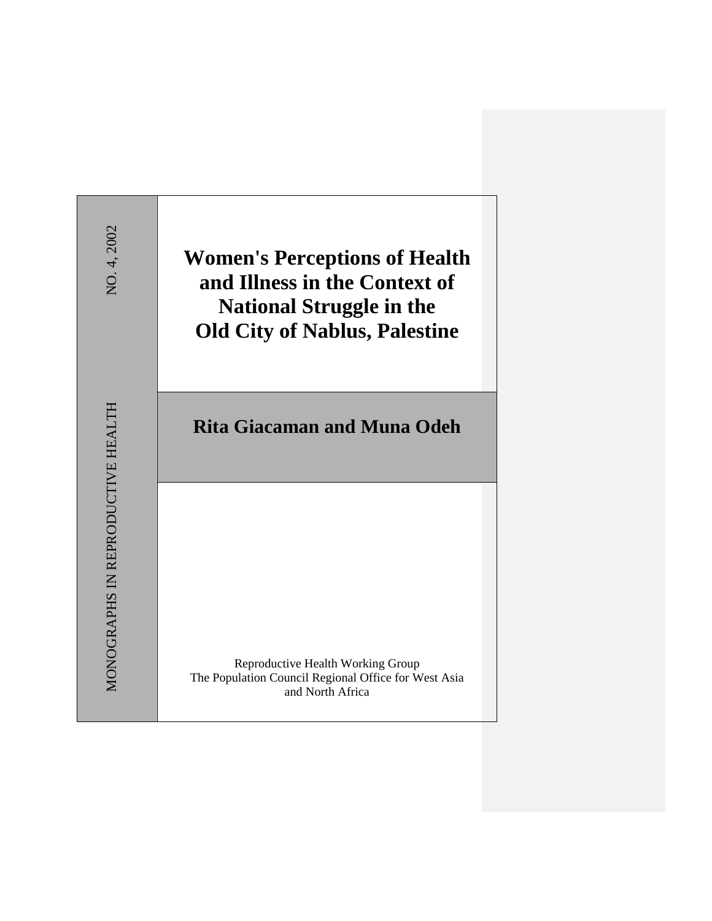MONOGRAPHS IN REPRODUCTIVE HEALTH NO. 4, 2002

# Women's Perceptions of Health and Illness in the Context of National Struggle in the Old City of Nablus, Palestine

## Rita Giacaman and Muna Odeh

Reproductive Health Working Group
The Population Council Regional Office for West Asia and North Africa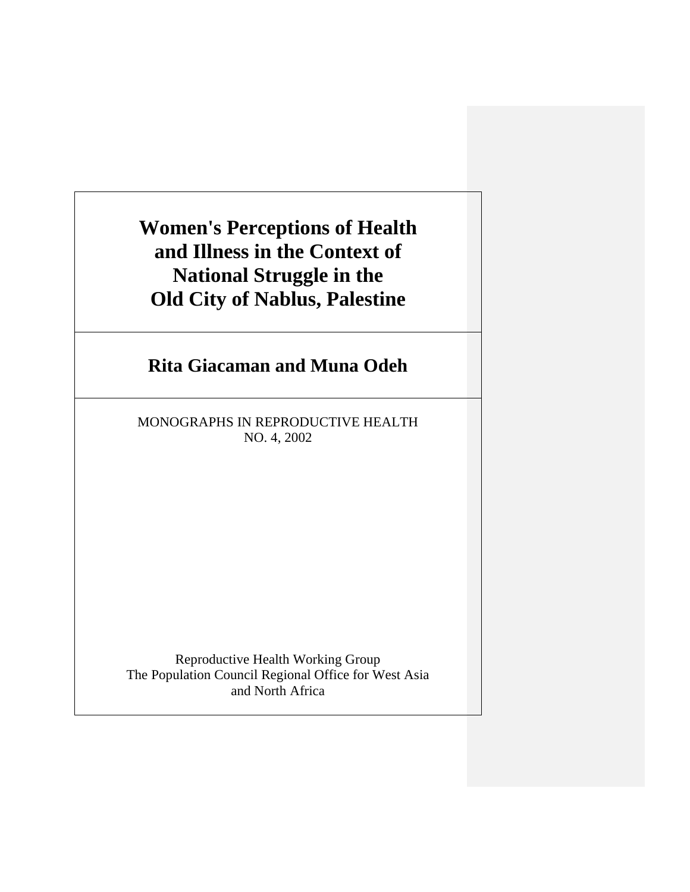# Women's Perceptions of Health and Illness in the Context of National Struggle in the Old City of Nablus, Palestine

## Rita Giacaman and Muna Odeh

MONOGRAPHS IN REPRODUCTIVE HEALTH
NO. 4, 2002

Reproductive Health Working Group
The Population Council Regional Office for West Asia and North Africa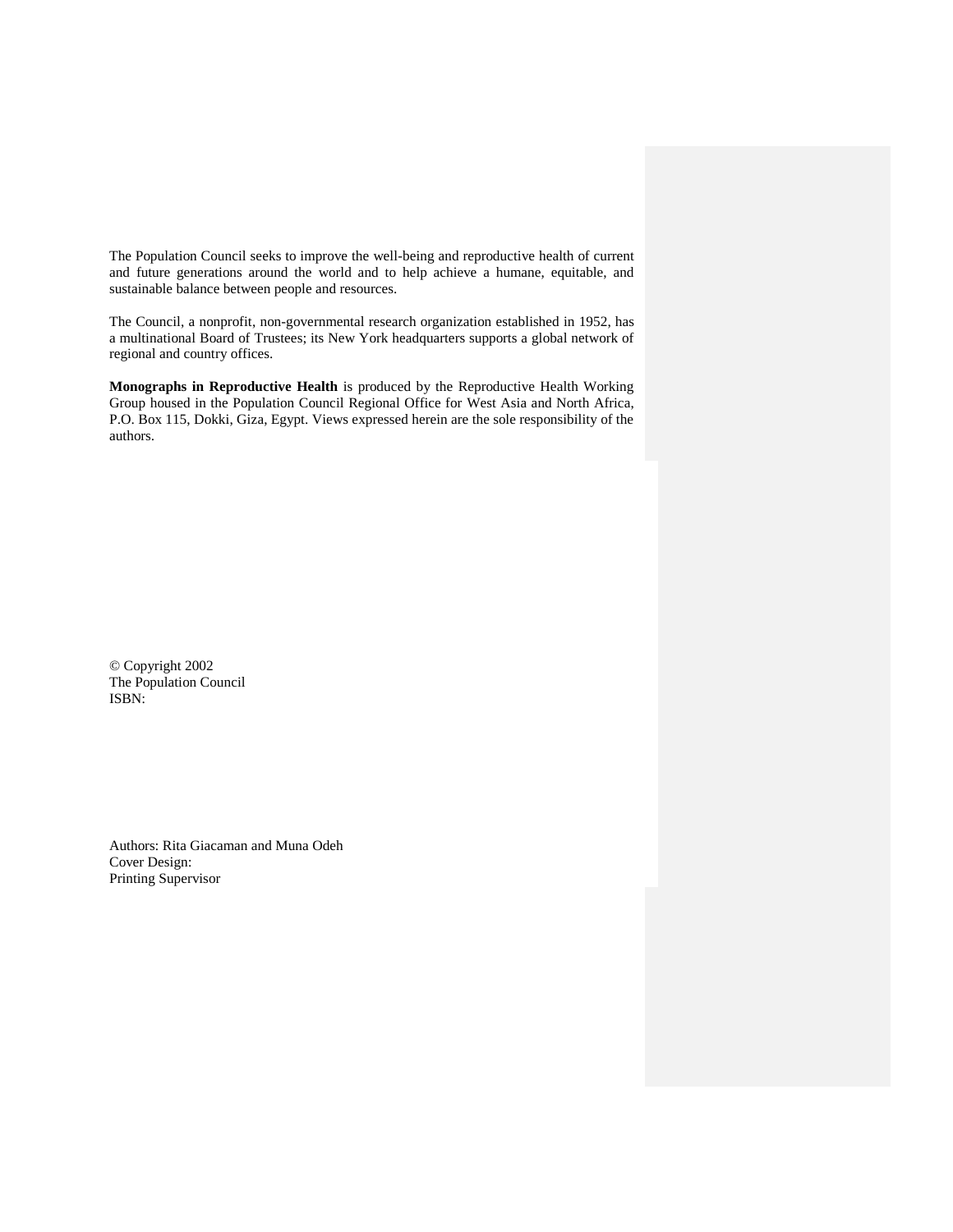The Population Council seeks to improve the well-being and reproductive health of current and future generations around the world and to help achieve a humane, equitable, and sustainable balance between people and resources.

The Council, a nonprofit, non-governmental research organization established in 1952, has a multinational Board of Trustees; its New York headquarters supports a global network of regional and country offices.

**Monographs in Reproductive Health** is produced by the Reproductive Health Working Group housed in the Population Council Regional Office for West Asia and North Africa, P.O. Box 115, Dokki, Giza, Egypt. Views expressed herein are the sole responsibility of the authors.

© Copyright 2002
The Population Council
ISBN:

Authors: Rita Giacaman and Muna Odeh
Cover Design:
Printing Supervisor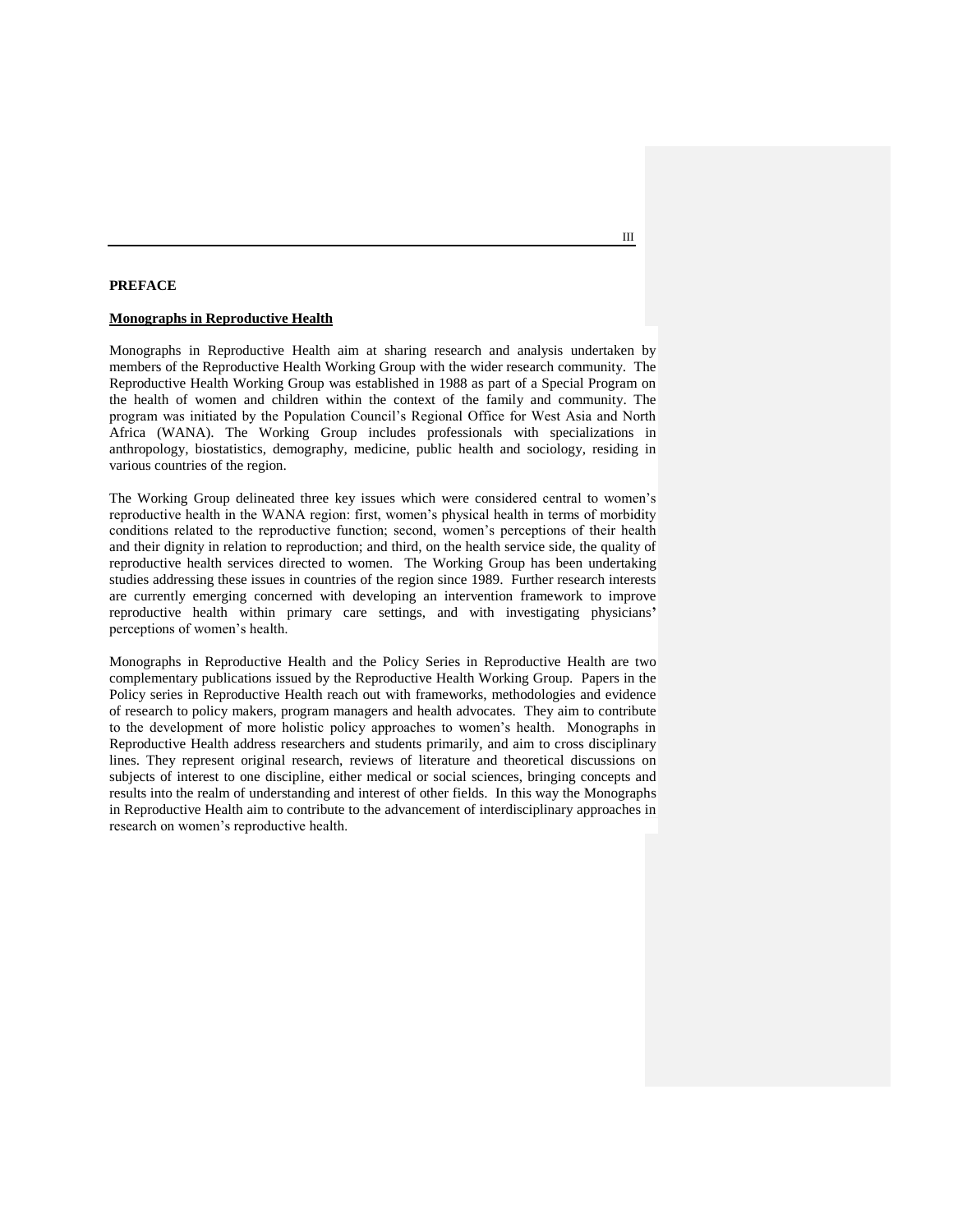# PREFACE

## Monographs in Reproductive Health

Monographs in Reproductive Health aim at sharing research and analysis undertaken by members of the Reproductive Health Working Group with the wider research community. The Reproductive Health Working Group was established in 1988 as part of a Special Program on the health of women and children within the context of the family and community. The program was initiated by the Population Council's Regional Office for West Asia and North Africa (WANA). The Working Group includes professionals with specializations in anthropology, biostatistics, demography, medicine, public health and sociology, residing in various countries of the region.

The Working Group delineated three key issues which were considered central to women's reproductive health in the WANA region: first, women's physical health in terms of morbidity conditions related to the reproductive function; second, women's perceptions of their health and their dignity in relation to reproduction; and third, on the health service side, the quality of reproductive health services directed to women. The Working Group has been undertaking studies addressing these issues in countries of the region since 1989. Further research interests are currently emerging concerned with developing an intervention framework to improve reproductive health within primary care settings, and with investigating physicians' perceptions of women's health.

Monographs in Reproductive Health and the Policy Series in Reproductive Health are two complementary publications issued by the Reproductive Health Working Group. Papers in the Policy series in Reproductive Health reach out with frameworks, methodologies and evidence of research to policy makers, program managers and health advocates. They aim to contribute to the development of more holistic policy approaches to women's health. Monographs in Reproductive Health address researchers and students primarily, and aim to cross disciplinary lines. They represent original research, reviews of literature and theoretical discussions on subjects of interest to one discipline, either medical or social sciences, bringing concepts and results into the realm of understanding and interest of other fields. In this way the Monographs in Reproductive Health aim to contribute to the advancement of interdisciplinary approaches in research on women's reproductive health.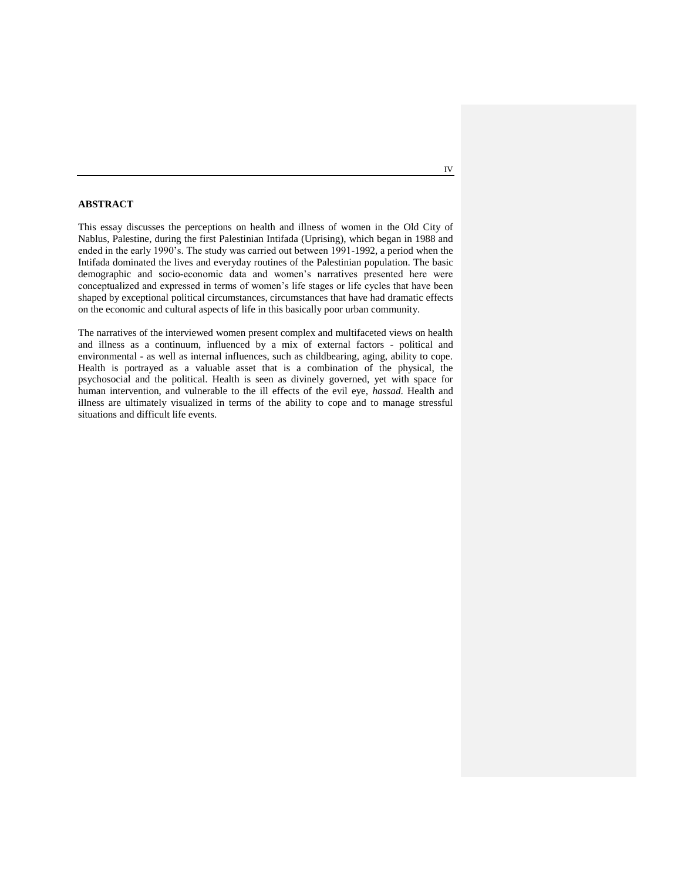## ABSTRACT

This essay discusses the perceptions on health and illness of women in the Old City of Nablus, Palestine, during the first Palestinian Intifada (Uprising), which began in 1988 and ended in the early 1990's. The study was carried out between 1991-1992, a period when the Intifada dominated the lives and everyday routines of the Palestinian population. The basic demographic and socio-economic data and women's narratives presented here were conceptualized and expressed in terms of women's life stages or life cycles that have been shaped by exceptional political circumstances, circumstances that have had dramatic effects on the economic and cultural aspects of life in this basically poor urban community.

The narratives of the interviewed women present complex and multifaceted views on health and illness as a continuum, influenced by a mix of external factors - political and environmental - as well as internal influences, such as childbearing, aging, ability to cope. Health is portrayed as a valuable asset that is a combination of the physical, the psychosocial and the political. Health is seen as divinely governed, yet with space for human intervention, and vulnerable to the ill effects of the evil eye, *hassad*. Health and illness are ultimately visualized in terms of the ability to cope and to manage stressful situations and difficult life events.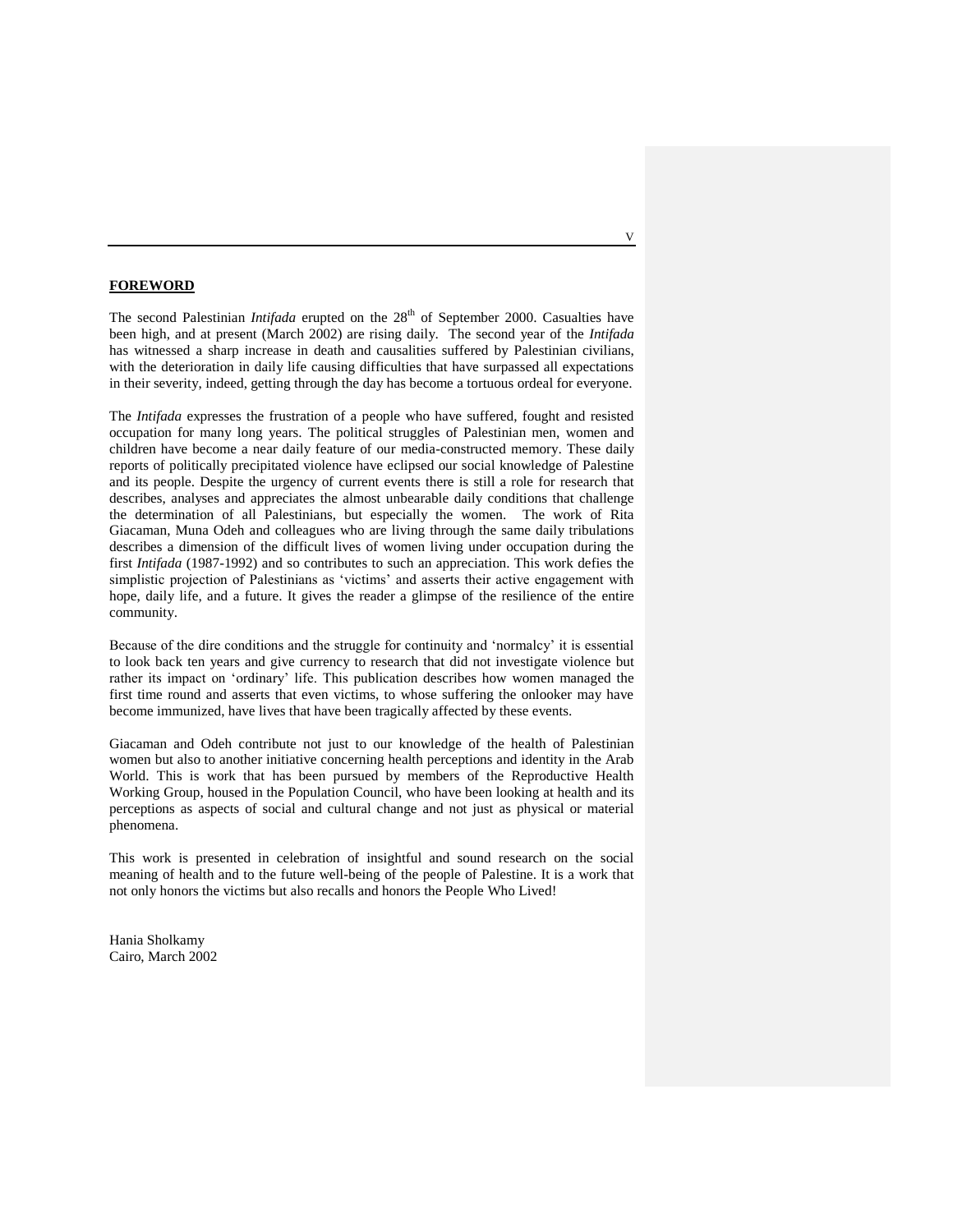## FOREWORD

The second Palestinian *Intifada* erupted on the 28th of September 2000. Casualties have been high, and at present (March 2002) are rising daily. The second year of the *Intifada* has witnessed a sharp increase in death and causalities suffered by Palestinian civilians, with the deterioration in daily life causing difficulties that have surpassed all expectations in their severity, indeed, getting through the day has become a tortuous ordeal for everyone.

The *Intifada* expresses the frustration of a people who have suffered, fought and resisted occupation for many long years. The political struggles of Palestinian men, women and children have become a near daily feature of our media-constructed memory. These daily reports of politically precipitated violence have eclipsed our social knowledge of Palestine and its people. Despite the urgency of current events there is still a role for research that describes, analyses and appreciates the almost unbearable daily conditions that challenge the determination of all Palestinians, but especially the women. The work of Rita Giacaman, Muna Odeh and colleagues who are living through the same daily tribulations describes a dimension of the difficult lives of women living under occupation during the first *Intifada* (1987-1992) and so contributes to such an appreciation. This work defies the simplistic projection of Palestinians as 'victims' and asserts their active engagement with hope, daily life, and a future. It gives the reader a glimpse of the resilience of the entire community.

Because of the dire conditions and the struggle for continuity and 'normalcy' it is essential to look back ten years and give currency to research that did not investigate violence but rather its impact on 'ordinary' life. This publication describes how women managed the first time round and asserts that even victims, to whose suffering the onlooker may have become immunized, have lives that have been tragically affected by these events.

Giacaman and Odeh contribute not just to our knowledge of the health of Palestinian women but also to another initiative concerning health perceptions and identity in the Arab World. This is work that has been pursued by members of the Reproductive Health Working Group, housed in the Population Council, who have been looking at health and its perceptions as aspects of social and cultural change and not just as physical or material phenomena.

This work is presented in celebration of insightful and sound research on the social meaning of health and to the future well-being of the people of Palestine. It is a work that not only honors the victims but also recalls and honors the People Who Lived!

Hania Sholkamy
Cairo, March 2002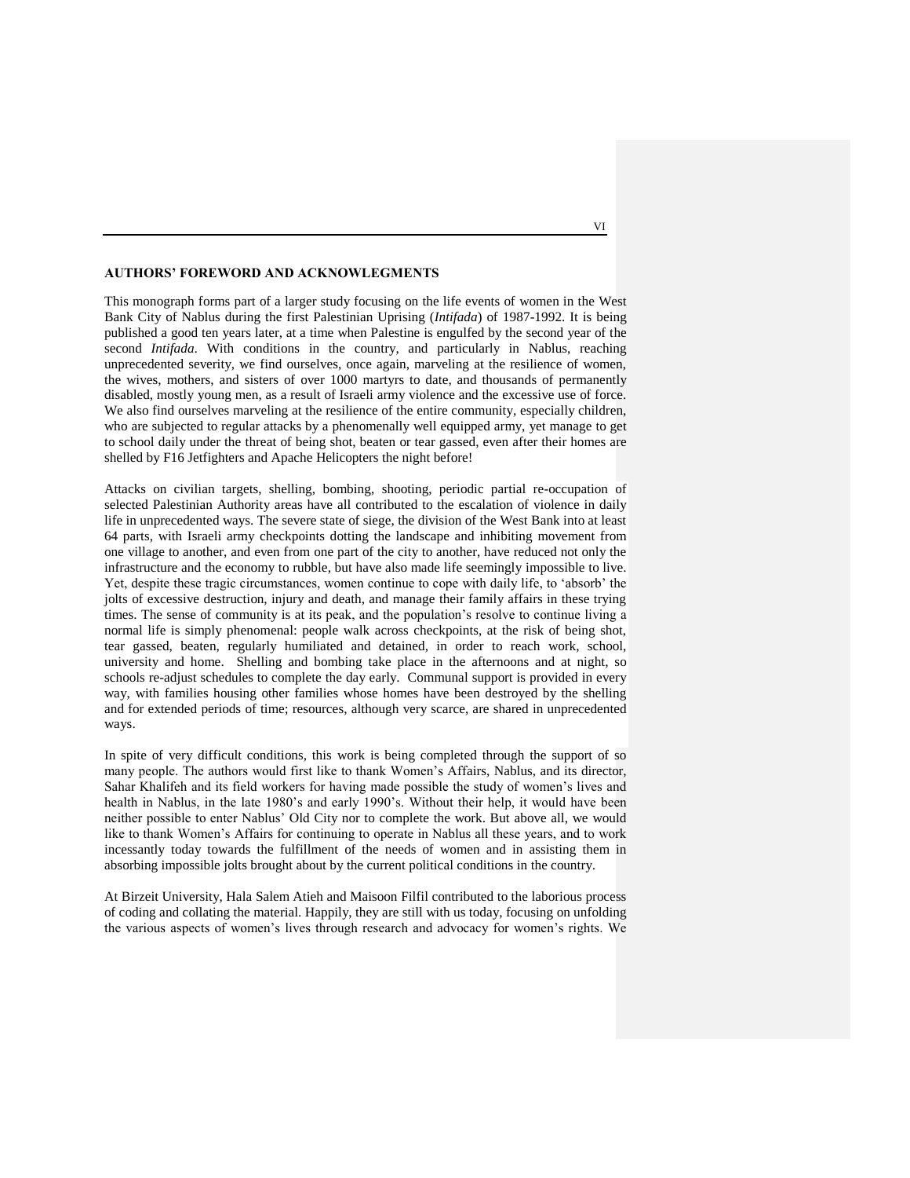## AUTHORS' FOREWORD AND ACKNOWLEGMENTS

This monograph forms part of a larger study focusing on the life events of women in the West Bank City of Nablus during the first Palestinian Uprising (*Intifada*) of 1987-1992. It is being published a good ten years later, at a time when Palestine is engulfed by the second year of the second *Intifada*. With conditions in the country, and particularly in Nablus, reaching unprecedented severity, we find ourselves, once again, marveling at the resilience of women, the wives, mothers, and sisters of over 1000 martyrs to date, and thousands of permanently disabled, mostly young men, as a result of Israeli army violence and the excessive use of force. We also find ourselves marveling at the resilience of the entire community, especially children, who are subjected to regular attacks by a phenomenally well equipped army, yet manage to get to school daily under the threat of being shot, beaten or tear gassed, even after their homes are shelled by F16 Jetfighters and Apache Helicopters the night before!

Attacks on civilian targets, shelling, bombing, shooting, periodic partial re-occupation of selected Palestinian Authority areas have all contributed to the escalation of violence in daily life in unprecedented ways. The severe state of siege, the division of the West Bank into at least 64 parts, with Israeli army checkpoints dotting the landscape and inhibiting movement from one village to another, and even from one part of the city to another, have reduced not only the infrastructure and the economy to rubble, but have also made life seemingly impossible to live. Yet, despite these tragic circumstances, women continue to cope with daily life, to 'absorb' the jolts of excessive destruction, injury and death, and manage their family affairs in these trying times. The sense of community is at its peak, and the population's resolve to continue living a normal life is simply phenomenal: people walk across checkpoints, at the risk of being shot, tear gassed, beaten, regularly humiliated and detained, in order to reach work, school, university and home. Shelling and bombing take place in the afternoons and at night, so schools re-adjust schedules to complete the day early. Communal support is provided in every way, with families housing other families whose homes have been destroyed by the shelling and for extended periods of time; resources, although very scarce, are shared in unprecedented ways.

In spite of very difficult conditions, this work is being completed through the support of so many people. The authors would first like to thank Women's Affairs, Nablus, and its director, Sahar Khalifeh and its field workers for having made possible the study of women's lives and health in Nablus, in the late 1980's and early 1990's. Without their help, it would have been neither possible to enter Nablus' Old City nor to complete the work. But above all, we would like to thank Women's Affairs for continuing to operate in Nablus all these years, and to work incessantly today towards the fulfillment of the needs of women and in assisting them in absorbing impossible jolts brought about by the current political conditions in the country.

At Birzeit University, Hala Salem Atieh and Maisoon Filfil contributed to the laborious process of coding and collating the material. Happily, they are still with us today, focusing on unfolding the various aspects of women's lives through research and advocacy for women's rights. We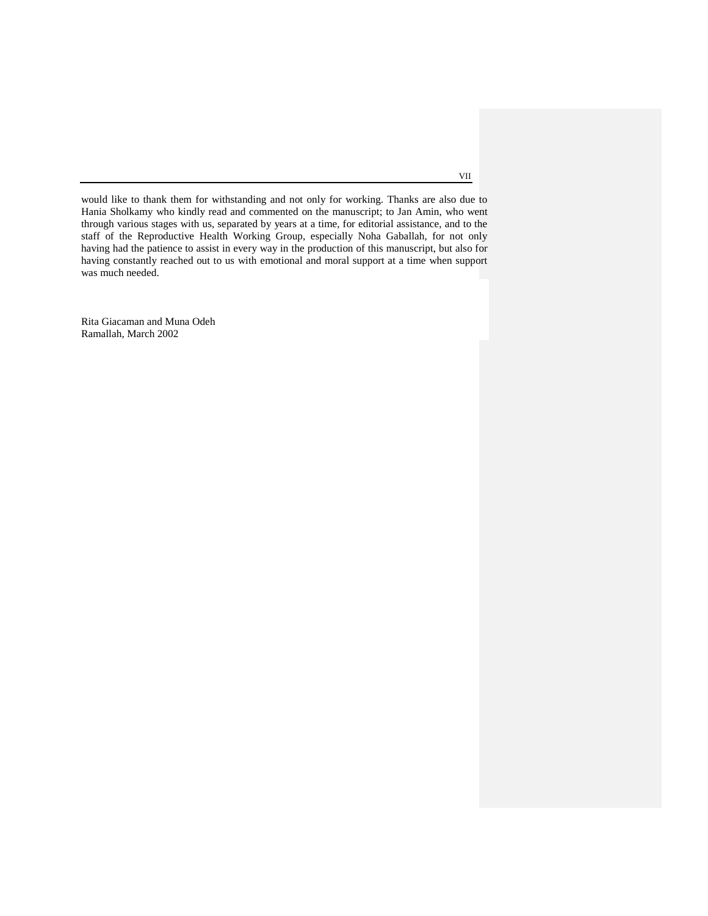would like to thank them for withstanding and not only for working. Thanks are also due to Hania Sholkamy who kindly read and commented on the manuscript; to Jan Amin, who went through various stages with us, separated by years at a time, for editorial assistance, and to the staff of the Reproductive Health Working Group, especially Noha Gaballah, for not only having had the patience to assist in every way in the production of this manuscript, but also for having constantly reached out to us with emotional and moral support at a time when support was much needed.

Rita Giacaman and Muna Odeh
Ramallah, March 2002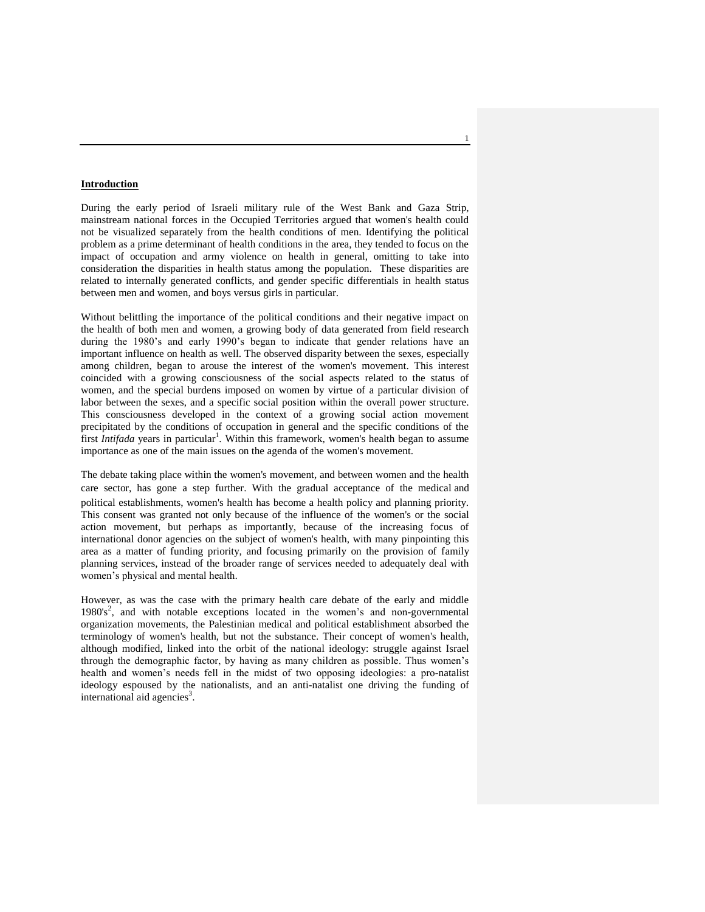## Introduction

During the early period of Israeli military rule of the West Bank and Gaza Strip, mainstream national forces in the Occupied Territories argued that women's health could not be visualized separately from the health conditions of men. Identifying the political problem as a prime determinant of health conditions in the area, they tended to focus on the impact of occupation and army violence on health in general, omitting to take into consideration the disparities in health status among the population. These disparities are related to internally generated conflicts, and gender specific differentials in health status between men and women, and boys versus girls in particular.

Without belittling the importance of the political conditions and their negative impact on the health of both men and women, a growing body of data generated from field research during the 1980's and early 1990's began to indicate that gender relations have an important influence on health as well. The observed disparity between the sexes, especially among children, began to arouse the interest of the women's movement. This interest coincided with a growing consciousness of the social aspects related to the status of women, and the special burdens imposed on women by virtue of a particular division of labor between the sexes, and a specific social position within the overall power structure. This consciousness developed in the context of a growing social action movement precipitated by the conditions of occupation in general and the specific conditions of the first *Intifada* years in particular[1]. Within this framework, women's health began to assume importance as one of the main issues on the agenda of the women's movement.

The debate taking place within the women's movement, and between women and the health care sector, has gone a step further. With the gradual acceptance of the medical and political establishments, women's health has become a health policy and planning priority. This consent was granted not only because of the influence of the women's or the social action movement, but perhaps as importantly, because of the increasing focus of international donor agencies on the subject of women's health, with many pinpointing this area as a matter of funding priority, and focusing primarily on the provision of family planning services, instead of the broader range of services needed to adequately deal with women's physical and mental health.

However, as was the case with the primary health care debate of the early and middle 1980's[2], and with notable exceptions located in the women's and non-governmental organization movements, the Palestinian medical and political establishment absorbed the terminology of women's health, but not the substance. Their concept of women's health, although modified, linked into the orbit of the national ideology: struggle against Israel through the demographic factor, by having as many children as possible. Thus women's health and women's needs fell in the midst of two opposing ideologies: a pro-natalist ideology espoused by the nationalists, and an anti-natalist one driving the funding of international aid agencies[3].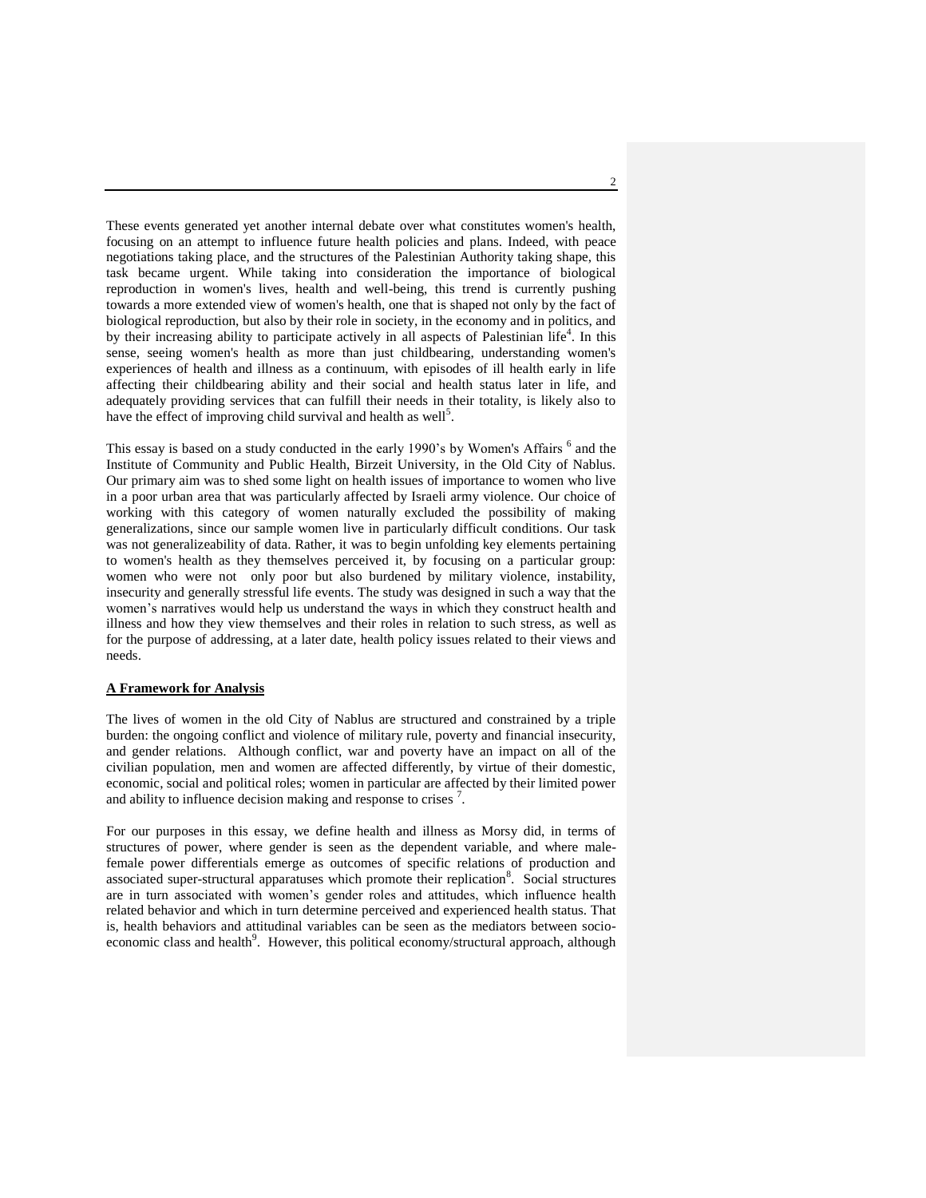These events generated yet another internal debate over what constitutes women's health, focusing on an attempt to influence future health policies and plans. Indeed, with peace negotiations taking place, and the structures of the Palestinian Authority taking shape, this task became urgent. While taking into consideration the importance of biological reproduction in women's lives, health and well-being, this trend is currently pushing towards a more extended view of women's health, one that is shaped not only by the fact of biological reproduction, but also by their role in society, in the economy and in politics, and by their increasing ability to participate actively in all aspects of Palestinian life[4]. In this sense, seeing women's health as more than just childbearing, understanding women's experiences of health and illness as a continuum, with episodes of ill health early in life affecting their childbearing ability and their social and health status later in life, and adequately providing services that can fulfill their needs in their totality, is likely also to have the effect of improving child survival and health as well[5].

This essay is based on a study conducted in the early 1990's by Women's Affairs [6] and the Institute of Community and Public Health, Birzeit University, in the Old City of Nablus. Our primary aim was to shed some light on health issues of importance to women who live in a poor urban area that was particularly affected by Israeli army violence. Our choice of working with this category of women naturally excluded the possibility of making generalizations, since our sample women live in particularly difficult conditions. Our task was not generalizeability of data. Rather, it was to begin unfolding key elements pertaining to women's health as they themselves perceived it, by focusing on a particular group: women who were not only poor but also burdened by military violence, instability, insecurity and generally stressful life events. The study was designed in such a way that the women's narratives would help us understand the ways in which they construct health and illness and how they view themselves and their roles in relation to such stress, as well as for the purpose of addressing, at a later date, health policy issues related to their views and needs.

## A Framework for Analysis

The lives of women in the old City of Nablus are structured and constrained by a triple burden: the ongoing conflict and violence of military rule, poverty and financial insecurity, and gender relations. Although conflict, war and poverty have an impact on all of the civilian population, men and women are affected differently, by virtue of their domestic, economic, social and political roles; women in particular are affected by their limited power and ability to influence decision making and response to crises [7].

For our purposes in this essay, we define health and illness as Morsy did, in terms of structures of power, where gender is seen as the dependent variable, and where male-female power differentials emerge as outcomes of specific relations of production and associated super-structural apparatuses which promote their replication[8]. Social structures are in turn associated with women's gender roles and attitudes, which influence health related behavior and which in turn determine perceived and experienced health status. That is, health behaviors and attitudinal variables can be seen as the mediators between socio-economic class and health[9]. However, this political economy/structural approach, although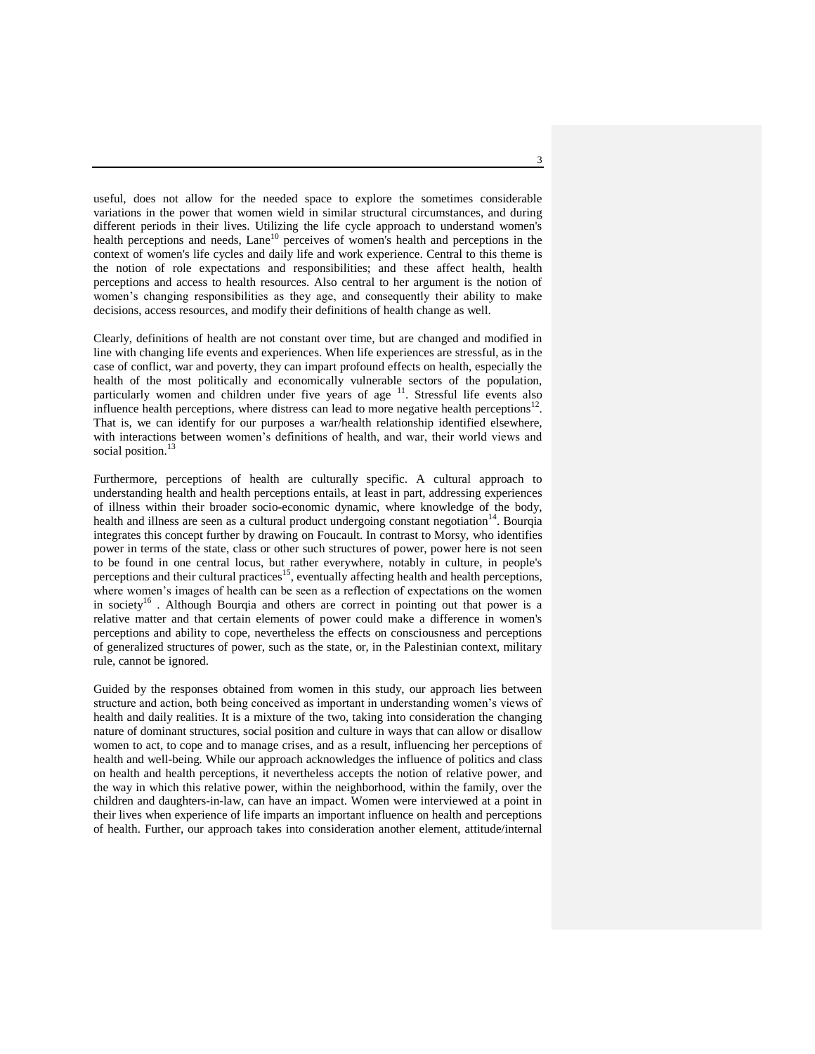useful, does not allow for the needed space to explore the sometimes considerable variations in the power that women wield in similar structural circumstances, and during different periods in their lives. Utilizing the life cycle approach to understand women's health perceptions and needs, Lane[10] perceives of women's health and perceptions in the context of women's life cycles and daily life and work experience. Central to this theme is the notion of role expectations and responsibilities; and these affect health, health perceptions and access to health resources. Also central to her argument is the notion of women's changing responsibilities as they age, and consequently their ability to make decisions, access resources, and modify their definitions of health change as well.

Clearly, definitions of health are not constant over time, but are changed and modified in line with changing life events and experiences. When life experiences are stressful, as in the case of conflict, war and poverty, they can impart profound effects on health, especially the health of the most politically and economically vulnerable sectors of the population, particularly women and children under five years of age [11]. Stressful life events also influence health perceptions, where distress can lead to more negative health perceptions[12]. That is, we can identify for our purposes a war/health relationship identified elsewhere, with interactions between women's definitions of health, and war, their world views and social position.[13]

Furthermore, perceptions of health are culturally specific. A cultural approach to understanding health and health perceptions entails, at least in part, addressing experiences of illness within their broader socio-economic dynamic, where knowledge of the body, health and illness are seen as a cultural product undergoing constant negotiation[14]. Bourqia integrates this concept further by drawing on Foucault. In contrast to Morsy, who identifies power in terms of the state, class or other such structures of power, power here is not seen to be found in one central locus, but rather everywhere, notably in culture, in people's perceptions and their cultural practices[15], eventually affecting health and health perceptions, where women's images of health can be seen as a reflection of expectations on the women in society[16] . Although Bourqia and others are correct in pointing out that power is a relative matter and that certain elements of power could make a difference in women's perceptions and ability to cope, nevertheless the effects on consciousness and perceptions of generalized structures of power, such as the state, or, in the Palestinian context, military rule, cannot be ignored.

Guided by the responses obtained from women in this study, our approach lies between structure and action, both being conceived as important in understanding women's views of health and daily realities. It is a mixture of the two, taking into consideration the changing nature of dominant structures, social position and culture in ways that can allow or disallow women to act, to cope and to manage crises, and as a result, influencing her perceptions of health and well-being. While our approach acknowledges the influence of politics and class on health and health perceptions, it nevertheless accepts the notion of relative power, and the way in which this relative power, within the neighborhood, within the family, over the children and daughters-in-law, can have an impact. Women were interviewed at a point in their lives when experience of life imparts an important influence on health and perceptions of health. Further, our approach takes into consideration another element, attitude/internal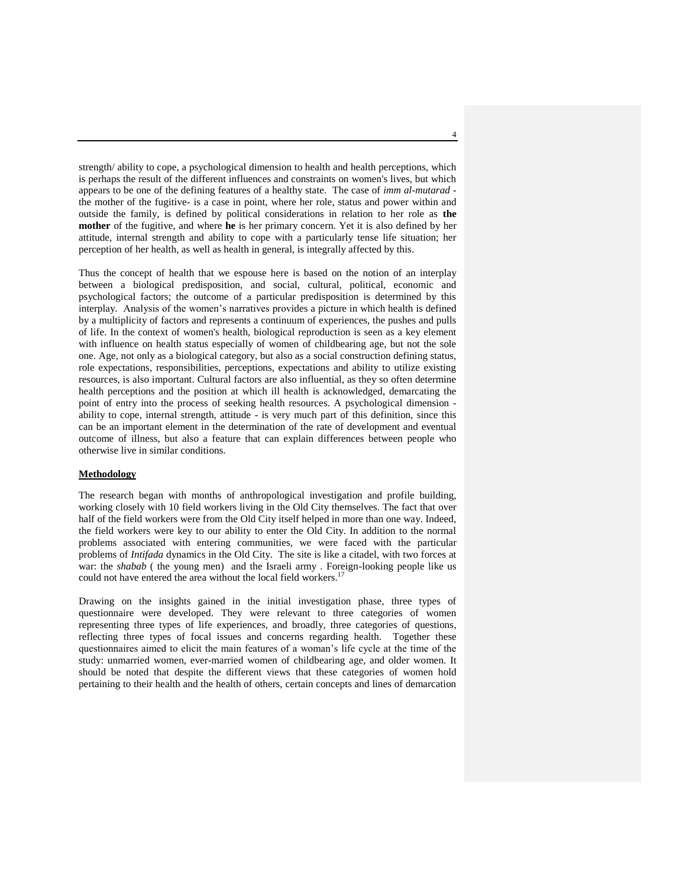strength/ ability to cope, a psychological dimension to health and health perceptions, which is perhaps the result of the different influences and constraints on women's lives, but which appears to be one of the defining features of a healthy state. The case of *imm al-mutarad* - the mother of the fugitive- is a case in point, where her role, status and power within and outside the family, is defined by political considerations in relation to her role as **the mother** of the fugitive, and where **he** is her primary concern. Yet it is also defined by her attitude, internal strength and ability to cope with a particularly tense life situation; her perception of her health, as well as health in general, is integrally affected by this.

Thus the concept of health that we espouse here is based on the notion of an interplay between a biological predisposition, and social, cultural, political, economic and psychological factors; the outcome of a particular predisposition is determined by this interplay. Analysis of the women's narratives provides a picture in which health is defined by a multiplicity of factors and represents a continuum of experiences, the pushes and pulls of life. In the context of women's health, biological reproduction is seen as a key element with influence on health status especially of women of childbearing age, but not the sole one. Age, not only as a biological category, but also as a social construction defining status, role expectations, responsibilities, perceptions, expectations and ability to utilize existing resources, is also important. Cultural factors are also influential, as they so often determine health perceptions and the position at which ill health is acknowledged, demarcating the point of entry into the process of seeking health resources. A psychological dimension - ability to cope, internal strength, attitude - is very much part of this definition, since this can be an important element in the determination of the rate of development and eventual outcome of illness, but also a feature that can explain differences between people who otherwise live in similar conditions.

**Methodology**

The research began with months of anthropological investigation and profile building, working closely with 10 field workers living in the Old City themselves. The fact that over half of the field workers were from the Old City itself helped in more than one way. Indeed, the field workers were key to our ability to enter the Old City. In addition to the normal problems associated with entering communities, we were faced with the particular problems of *Intifada* dynamics in the Old City. The site is like a citadel, with two forces at war: the *shabab* ( the young men) and the Israeli army . Foreign-looking people like us could not have entered the area without the local field workers.[17]

Drawing on the insights gained in the initial investigation phase, three types of questionnaire were developed. They were relevant to three categories of women representing three types of life experiences, and broadly, three categories of questions, reflecting three types of focal issues and concerns regarding health. Together these questionnaires aimed to elicit the main features of a woman's life cycle at the time of the study: unmarried women, ever-married women of childbearing age, and older women. It should be noted that despite the different views that these categories of women hold pertaining to their health and the health of others, certain concepts and lines of demarcation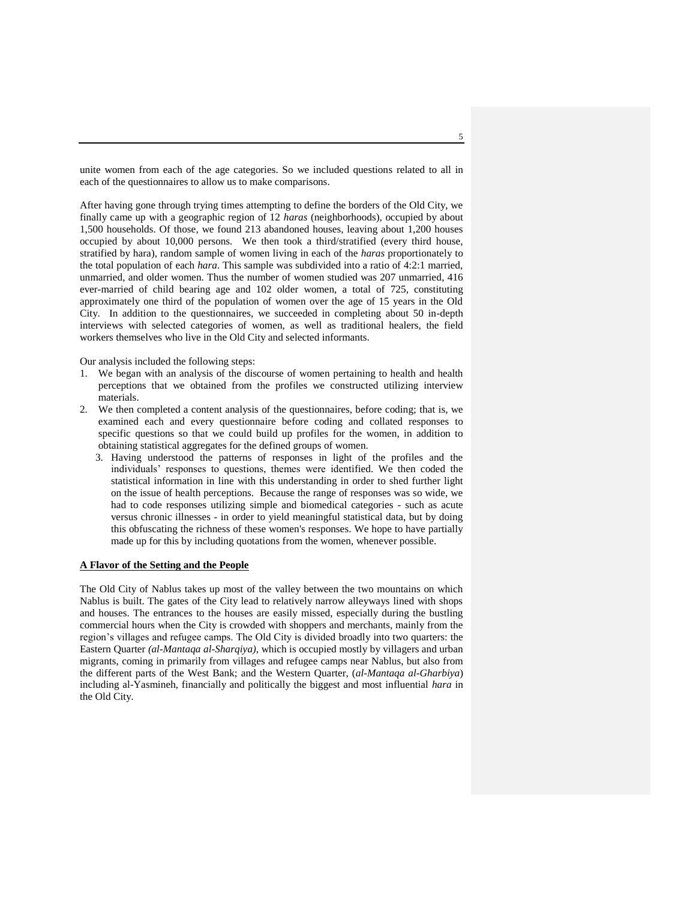unite women from each of the age categories. So we included questions related to all in each of the questionnaires to allow us to make comparisons.

After having gone through trying times attempting to define the borders of the Old City, we finally came up with a geographic region of 12 *haras* (neighborhoods), occupied by about 1,500 households. Of those, we found 213 abandoned houses, leaving about 1,200 houses occupied by about 10,000 persons. We then took a third/stratified (every third house, stratified by hara), random sample of women living in each of the *haras* proportionately to the total population of each *hara*. This sample was subdivided into a ratio of 4:2:1 married, unmarried, and older women. Thus the number of women studied was 207 unmarried, 416 ever-married of child bearing age and 102 older women, a total of 725, constituting approximately one third of the population of women over the age of 15 years in the Old City. In addition to the questionnaires, we succeeded in completing about 50 in-depth interviews with selected categories of women, as well as traditional healers, the field workers themselves who live in the Old City and selected informants.

Our analysis included the following steps:

1. We began with an analysis of the discourse of women pertaining to health and health perceptions that we obtained from the profiles we constructed utilizing interview materials.
2. We then completed a content analysis of the questionnaires, before coding; that is, we examined each and every questionnaire before coding and collated responses to specific questions so that we could build up profiles for the women, in addition to obtaining statistical aggregates for the defined groups of women.
3. Having understood the patterns of responses in light of the profiles and the individuals' responses to questions, themes were identified. We then coded the statistical information in line with this understanding in order to shed further light on the issue of health perceptions. Because the range of responses was so wide, we had to code responses utilizing simple and biomedical categories - such as acute versus chronic illnesses - in order to yield meaningful statistical data, but by doing this obfuscating the richness of these women's responses. We hope to have partially made up for this by including quotations from the women, whenever possible.

**A Flavor of the Setting and the People**

The Old City of Nablus takes up most of the valley between the two mountains on which Nablus is built. The gates of the City lead to relatively narrow alleyways lined with shops and houses. The entrances to the houses are easily missed, especially during the bustling commercial hours when the City is crowded with shoppers and merchants, mainly from the region's villages and refugee camps. The Old City is divided broadly into two quarters: the Eastern Quarter *(al-Mantaqa al-Sharqiya)*, which is occupied mostly by villagers and urban migrants, coming in primarily from villages and refugee camps near Nablus, but also from the different parts of the West Bank; and the Western Quarter, (*al-Mantaqa al-Gharbiya*) including al-Yasmineh, financially and politically the biggest and most influential *hara* in the Old City.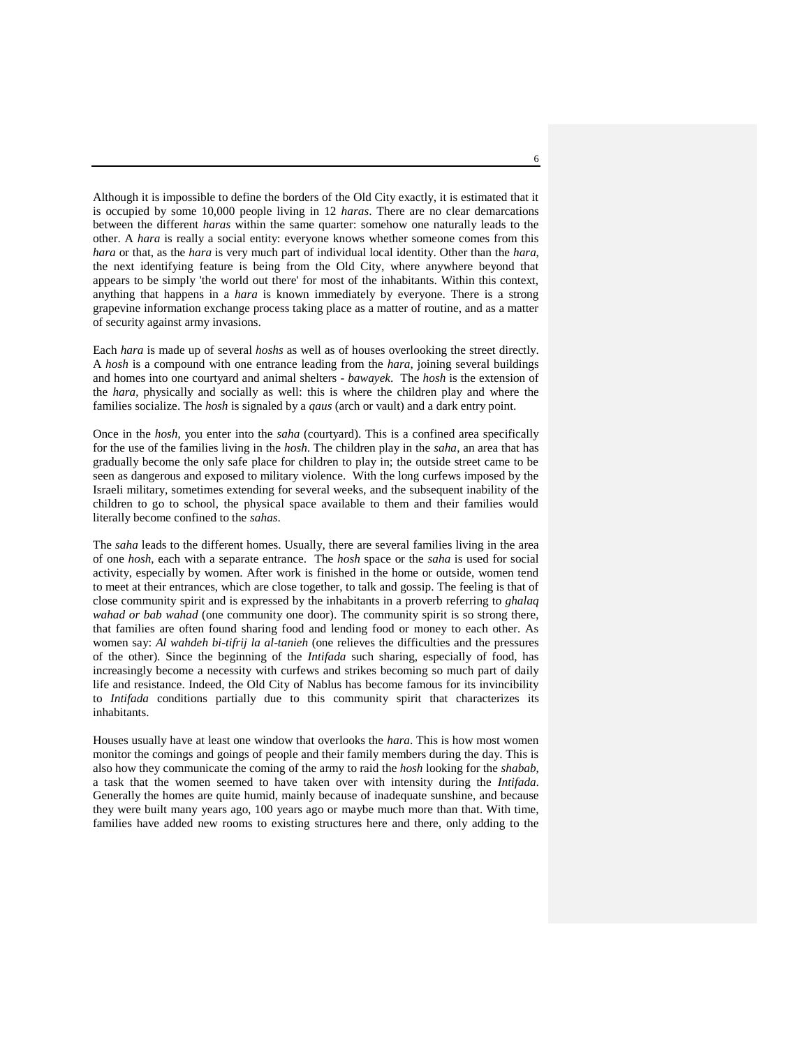Although it is impossible to define the borders of the Old City exactly, it is estimated that it is occupied by some 10,000 people living in 12 *haras*. There are no clear demarcations between the different *haras* within the same quarter: somehow one naturally leads to the other. A *hara* is really a social entity: everyone knows whether someone comes from this *hara* or that, as the *hara* is very much part of individual local identity. Other than the *hara*, the next identifying feature is being from the Old City, where anywhere beyond that appears to be simply 'the world out there' for most of the inhabitants. Within this context, anything that happens in a *hara* is known immediately by everyone. There is a strong grapevine information exchange process taking place as a matter of routine, and as a matter of security against army invasions.

Each *hara* is made up of several *hoshs* as well as of houses overlooking the street directly. A *hosh* is a compound with one entrance leading from the *hara,* joining several buildings and homes into one courtyard and animal shelters - *bawayek*. The *hosh* is the extension of the *hara*, physically and socially as well: this is where the children play and where the families socialize. The *hosh* is signaled by a *qaus* (arch or vault) and a dark entry point.

Once in the *hosh*, you enter into the *saha* (courtyard). This is a confined area specifically for the use of the families living in the *hosh*. The children play in the *saha*, an area that has gradually become the only safe place for children to play in; the outside street came to be seen as dangerous and exposed to military violence. With the long curfews imposed by the Israeli military, sometimes extending for several weeks, and the subsequent inability of the children to go to school, the physical space available to them and their families would literally become confined to the *sahas*.

The *saha* leads to the different homes. Usually, there are several families living in the area of one *hosh*, each with a separate entrance. The *hosh* space or the *saha* is used for social activity, especially by women. After work is finished in the home or outside, women tend to meet at their entrances, which are close together, to talk and gossip. The feeling is that of close community spirit and is expressed by the inhabitants in a proverb referring to *ghalaq wahad or bab wahad* (one community one door). The community spirit is so strong there, that families are often found sharing food and lending food or money to each other. As women say: *Al wahdeh bi-tifrij la al-tanieh* (one relieves the difficulties and the pressures of the other). Since the beginning of the *Intifada* such sharing, especially of food, has increasingly become a necessity with curfews and strikes becoming so much part of daily life and resistance. Indeed, the Old City of Nablus has become famous for its invincibility to *Intifada* conditions partially due to this community spirit that characterizes its inhabitants.

Houses usually have at least one window that overlooks the *hara*. This is how most women monitor the comings and goings of people and their family members during the day. This is also how they communicate the coming of the army to raid the *hosh* looking for the *shabab*, a task that the women seemed to have taken over with intensity during the *Intifada*. Generally the homes are quite humid, mainly because of inadequate sunshine, and because they were built many years ago, 100 years ago or maybe much more than that. With time, families have added new rooms to existing structures here and there, only adding to the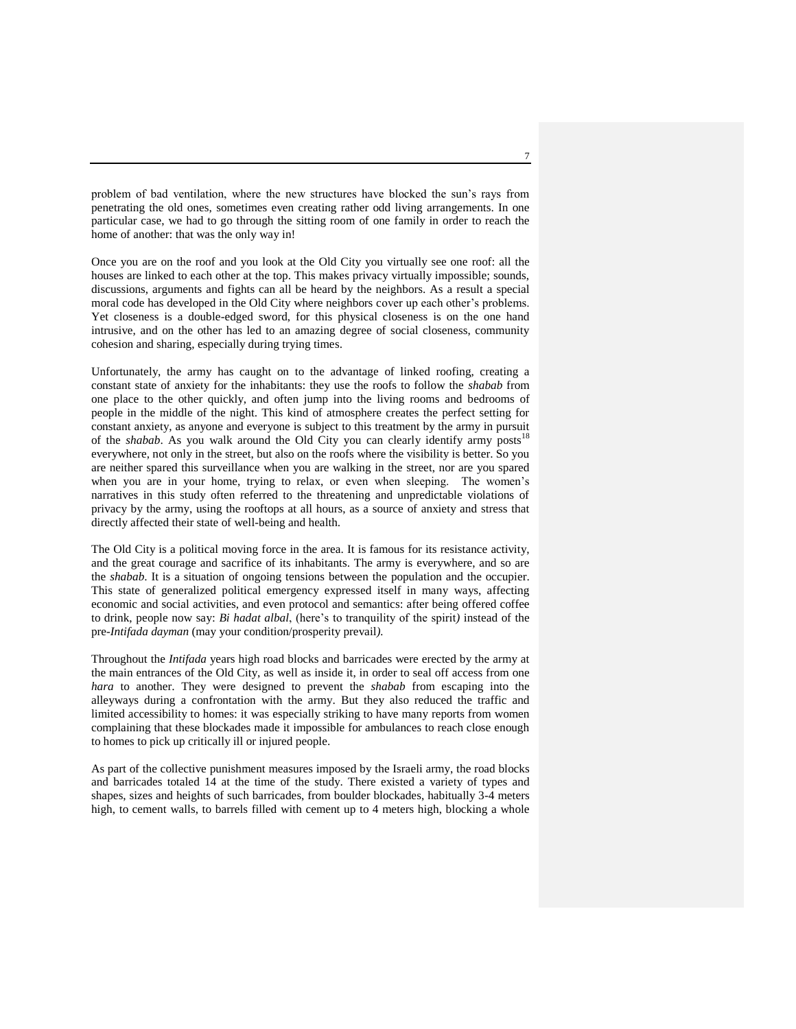problem of bad ventilation, where the new structures have blocked the sun's rays from penetrating the old ones, sometimes even creating rather odd living arrangements. In one particular case, we had to go through the sitting room of one family in order to reach the home of another: that was the only way in!

Once you are on the roof and you look at the Old City you virtually see one roof: all the houses are linked to each other at the top. This makes privacy virtually impossible; sounds, discussions, arguments and fights can all be heard by the neighbors. As a result a special moral code has developed in the Old City where neighbors cover up each other's problems. Yet closeness is a double-edged sword, for this physical closeness is on the one hand intrusive, and on the other has led to an amazing degree of social closeness, community cohesion and sharing, especially during trying times.

Unfortunately, the army has caught on to the advantage of linked roofing, creating a constant state of anxiety for the inhabitants: they use the roofs to follow the *shabab* from one place to the other quickly, and often jump into the living rooms and bedrooms of people in the middle of the night. This kind of atmosphere creates the perfect setting for constant anxiety, as anyone and everyone is subject to this treatment by the army in pursuit of the *shabab*. As you walk around the Old City you can clearly identify army posts[18] everywhere, not only in the street, but also on the roofs where the visibility is better. So you are neither spared this surveillance when you are walking in the street, nor are you spared when you are in your home, trying to relax, or even when sleeping. The women's narratives in this study often referred to the threatening and unpredictable violations of privacy by the army, using the rooftops at all hours, as a source of anxiety and stress that directly affected their state of well-being and health.

The Old City is a political moving force in the area. It is famous for its resistance activity, and the great courage and sacrifice of its inhabitants. The army is everywhere, and so are the *shabab*. It is a situation of ongoing tensions between the population and the occupier. This state of generalized political emergency expressed itself in many ways, affecting economic and social activities, and even protocol and semantics: after being offered coffee to drink, people now say: *Bi hadat albal*, (here's to tranquility of the spirit*)* instead of the pre-*Intifada dayman* (may your condition/prosperity prevail*).*

Throughout the *Intifada* years high road blocks and barricades were erected by the army at the main entrances of the Old City, as well as inside it, in order to seal off access from one *hara* to another. They were designed to prevent the *shabab* from escaping into the alleyways during a confrontation with the army. But they also reduced the traffic and limited accessibility to homes: it was especially striking to have many reports from women complaining that these blockades made it impossible for ambulances to reach close enough to homes to pick up critically ill or injured people.

As part of the collective punishment measures imposed by the Israeli army, the road blocks and barricades totaled 14 at the time of the study. There existed a variety of types and shapes, sizes and heights of such barricades, from boulder blockades, habitually 3-4 meters high, to cement walls, to barrels filled with cement up to 4 meters high, blocking a whole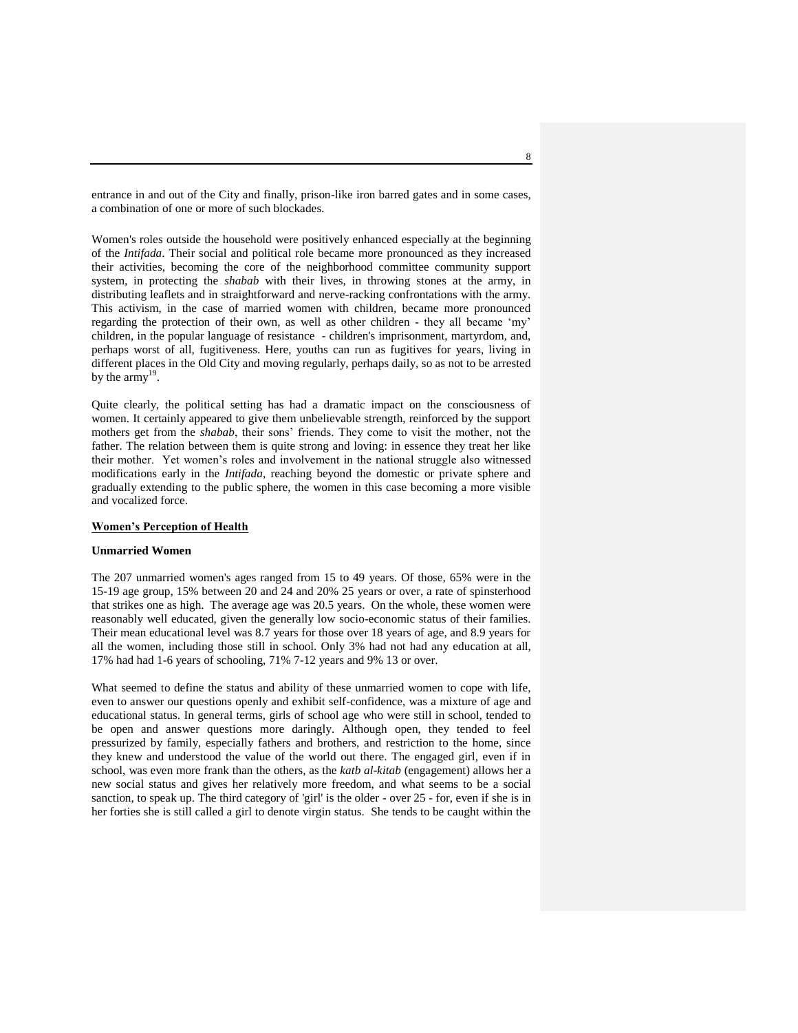entrance in and out of the City and finally, prison-like iron barred gates and in some cases, a combination of one or more of such blockades.

Women's roles outside the household were positively enhanced especially at the beginning of the *Intifada*. Their social and political role became more pronounced as they increased their activities, becoming the core of the neighborhood committee community support system, in protecting the *shabab* with their lives, in throwing stones at the army, in distributing leaflets and in straightforward and nerve-racking confrontations with the army. This activism, in the case of married women with children, became more pronounced regarding the protection of their own, as well as other children - they all became 'my' children, in the popular language of resistance - children's imprisonment, martyrdom, and, perhaps worst of all, fugitiveness. Here, youths can run as fugitives for years, living in different places in the Old City and moving regularly, perhaps daily, so as not to be arrested by the army[19].

Quite clearly, the political setting has had a dramatic impact on the consciousness of women. It certainly appeared to give them unbelievable strength, reinforced by the support mothers get from the *shabab*, their sons' friends. They come to visit the mother, not the father. The relation between them is quite strong and loving: in essence they treat her like their mother. Yet women's roles and involvement in the national struggle also witnessed modifications early in the *Intifada*, reaching beyond the domestic or private sphere and gradually extending to the public sphere, the women in this case becoming a more visible and vocalized force.

## Women's Perception of Health

### Unmarried Women

The 207 unmarried women's ages ranged from 15 to 49 years. Of those, 65% were in the 15-19 age group, 15% between 20 and 24 and 20% 25 years or over, a rate of spinsterhood that strikes one as high. The average age was 20.5 years. On the whole, these women were reasonably well educated, given the generally low socio-economic status of their families. Their mean educational level was 8.7 years for those over 18 years of age, and 8.9 years for all the women, including those still in school. Only 3% had not had any education at all, 17% had had 1-6 years of schooling, 71% 7-12 years and 9% 13 or over.

What seemed to define the status and ability of these unmarried women to cope with life, even to answer our questions openly and exhibit self-confidence, was a mixture of age and educational status. In general terms, girls of school age who were still in school, tended to be open and answer questions more daringly. Although open, they tended to feel pressurized by family, especially fathers and brothers, and restriction to the home, since they knew and understood the value of the world out there. The engaged girl, even if in school, was even more frank than the others, as the *katb al-kitab* (engagement) allows her a new social status and gives her relatively more freedom, and what seems to be a social sanction, to speak up. The third category of 'girl' is the older - over 25 - for, even if she is in her forties she is still called a girl to denote virgin status. She tends to be caught within the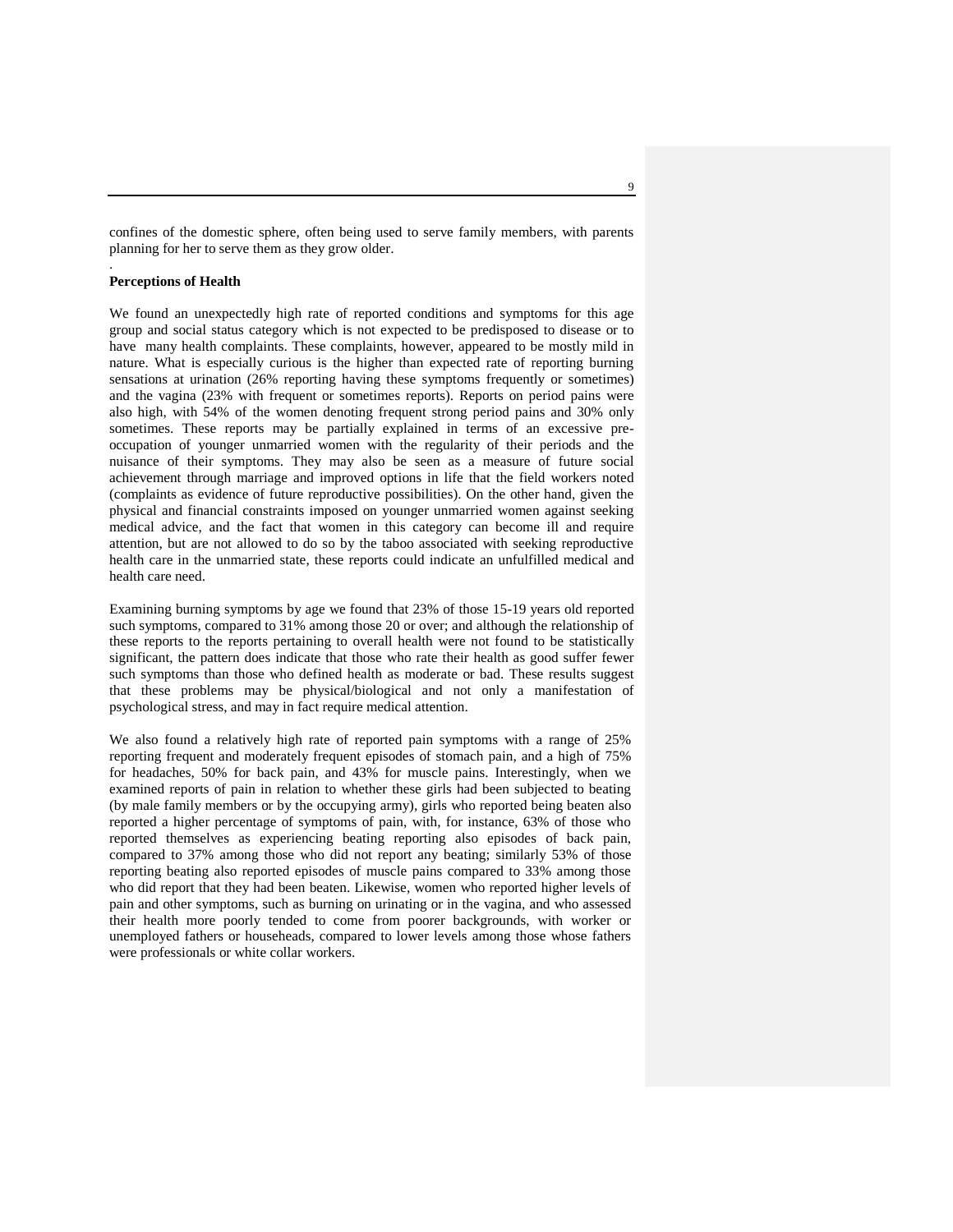confines of the domestic sphere, often being used to serve family members, with parents planning for her to serve them as they grow older.

.

**Perceptions of Health**

We found an unexpectedly high rate of reported conditions and symptoms for this age group and social status category which is not expected to be predisposed to disease or to have many health complaints. These complaints, however, appeared to be mostly mild in nature. What is especially curious is the higher than expected rate of reporting burning sensations at urination (26% reporting having these symptoms frequently or sometimes) and the vagina (23% with frequent or sometimes reports). Reports on period pains were also high, with 54% of the women denoting frequent strong period pains and 30% only sometimes. These reports may be partially explained in terms of an excessive pre-occupation of younger unmarried women with the regularity of their periods and the nuisance of their symptoms. They may also be seen as a measure of future social achievement through marriage and improved options in life that the field workers noted (complaints as evidence of future reproductive possibilities). On the other hand, given the physical and financial constraints imposed on younger unmarried women against seeking medical advice, and the fact that women in this category can become ill and require attention, but are not allowed to do so by the taboo associated with seeking reproductive health care in the unmarried state, these reports could indicate an unfulfilled medical and health care need.

Examining burning symptoms by age we found that 23% of those 15-19 years old reported such symptoms, compared to 31% among those 20 or over; and although the relationship of these reports to the reports pertaining to overall health were not found to be statistically significant, the pattern does indicate that those who rate their health as good suffer fewer such symptoms than those who defined health as moderate or bad. These results suggest that these problems may be physical/biological and not only a manifestation of psychological stress, and may in fact require medical attention.

We also found a relatively high rate of reported pain symptoms with a range of 25% reporting frequent and moderately frequent episodes of stomach pain, and a high of 75% for headaches, 50% for back pain, and 43% for muscle pains. Interestingly, when we examined reports of pain in relation to whether these girls had been subjected to beating (by male family members or by the occupying army), girls who reported being beaten also reported a higher percentage of symptoms of pain, with, for instance, 63% of those who reported themselves as experiencing beating reporting also episodes of back pain, compared to 37% among those who did not report any beating; similarly 53% of those reporting beating also reported episodes of muscle pains compared to 33% among those who did report that they had been beaten. Likewise, women who reported higher levels of pain and other symptoms, such as burning on urinating or in the vagina, and who assessed their health more poorly tended to come from poorer backgrounds, with worker or unemployed fathers or househeads, compared to lower levels among those whose fathers were professionals or white collar workers.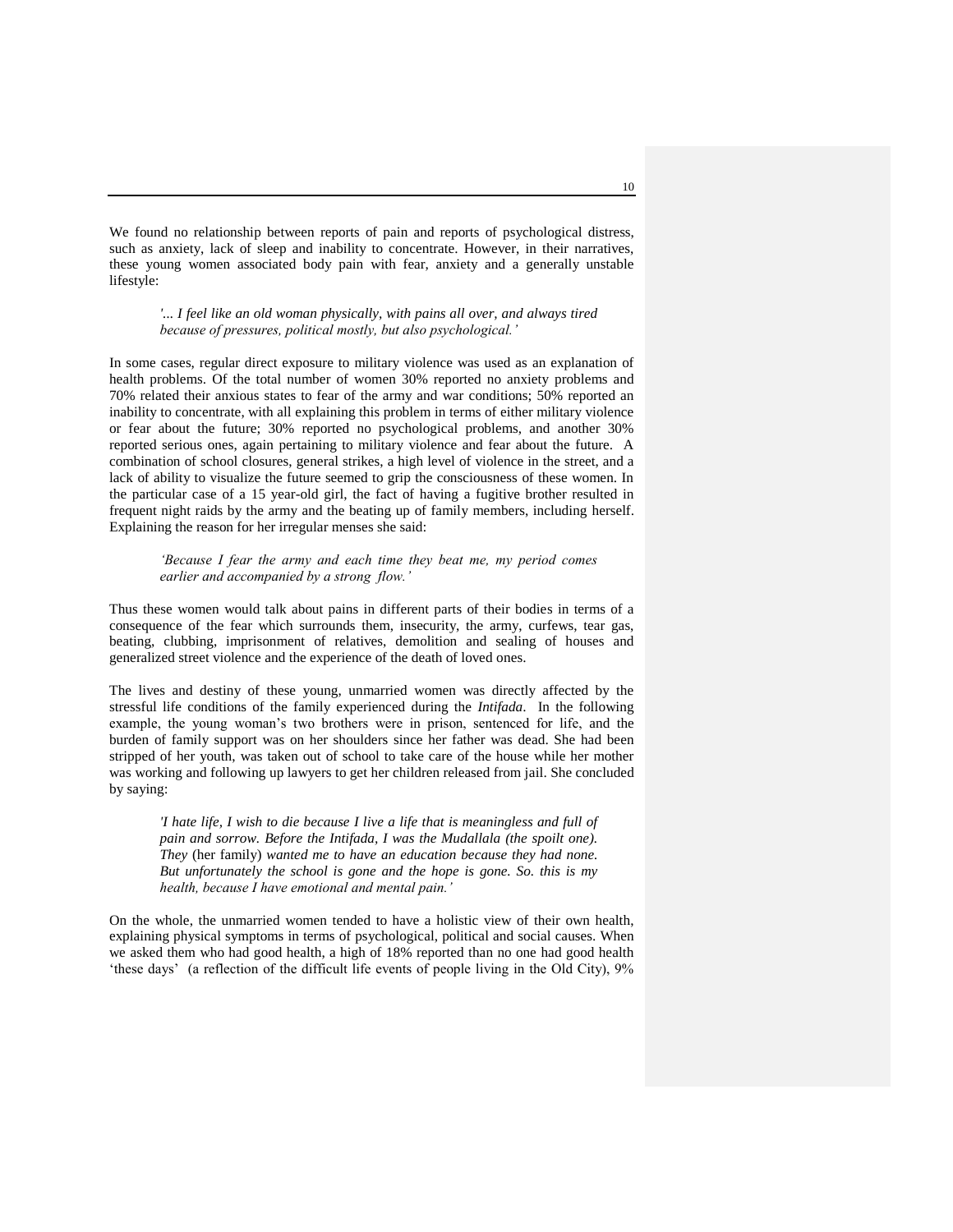We found no relationship between reports of pain and reports of psychological distress, such as anxiety, lack of sleep and inability to concentrate. However, in their narratives, these young women associated body pain with fear, anxiety and a generally unstable lifestyle:

> *'... I feel like an old woman physically, with pains all over, and always tired because of pressures, political mostly, but also psychological.'*

In some cases, regular direct exposure to military violence was used as an explanation of health problems. Of the total number of women 30% reported no anxiety problems and 70% related their anxious states to fear of the army and war conditions; 50% reported an inability to concentrate, with all explaining this problem in terms of either military violence or fear about the future; 30% reported no psychological problems, and another 30% reported serious ones, again pertaining to military violence and fear about the future. A combination of school closures, general strikes, a high level of violence in the street, and a lack of ability to visualize the future seemed to grip the consciousness of these women. In the particular case of a 15 year-old girl, the fact of having a fugitive brother resulted in frequent night raids by the army and the beating up of family members, including herself. Explaining the reason for her irregular menses she said:

> *'Because I fear the army and each time they beat me, my period comes earlier and accompanied by a strong flow.'*

Thus these women would talk about pains in different parts of their bodies in terms of a consequence of the fear which surrounds them, insecurity, the army, curfews, tear gas, beating, clubbing, imprisonment of relatives, demolition and sealing of houses and generalized street violence and the experience of the death of loved ones.

The lives and destiny of these young, unmarried women was directly affected by the stressful life conditions of the family experienced during the *Intifada*. In the following example, the young woman's two brothers were in prison, sentenced for life, and the burden of family support was on her shoulders since her father was dead. She had been stripped of her youth, was taken out of school to take care of the house while her mother was working and following up lawyers to get her children released from jail. She concluded by saying:

> *'I hate life, I wish to die because I live a life that is meaningless and full of pain and sorrow. Before the Intifada, I was the Mudallala (the spoilt one). They* (her family) *wanted me to have an education because they had none. But unfortunately the school is gone and the hope is gone. So. this is my health, because I have emotional and mental pain.'*

On the whole, the unmarried women tended to have a holistic view of their own health, explaining physical symptoms in terms of psychological, political and social causes. When we asked them who had good health, a high of 18% reported than no one had good health 'these days' (a reflection of the difficult life events of people living in the Old City), 9%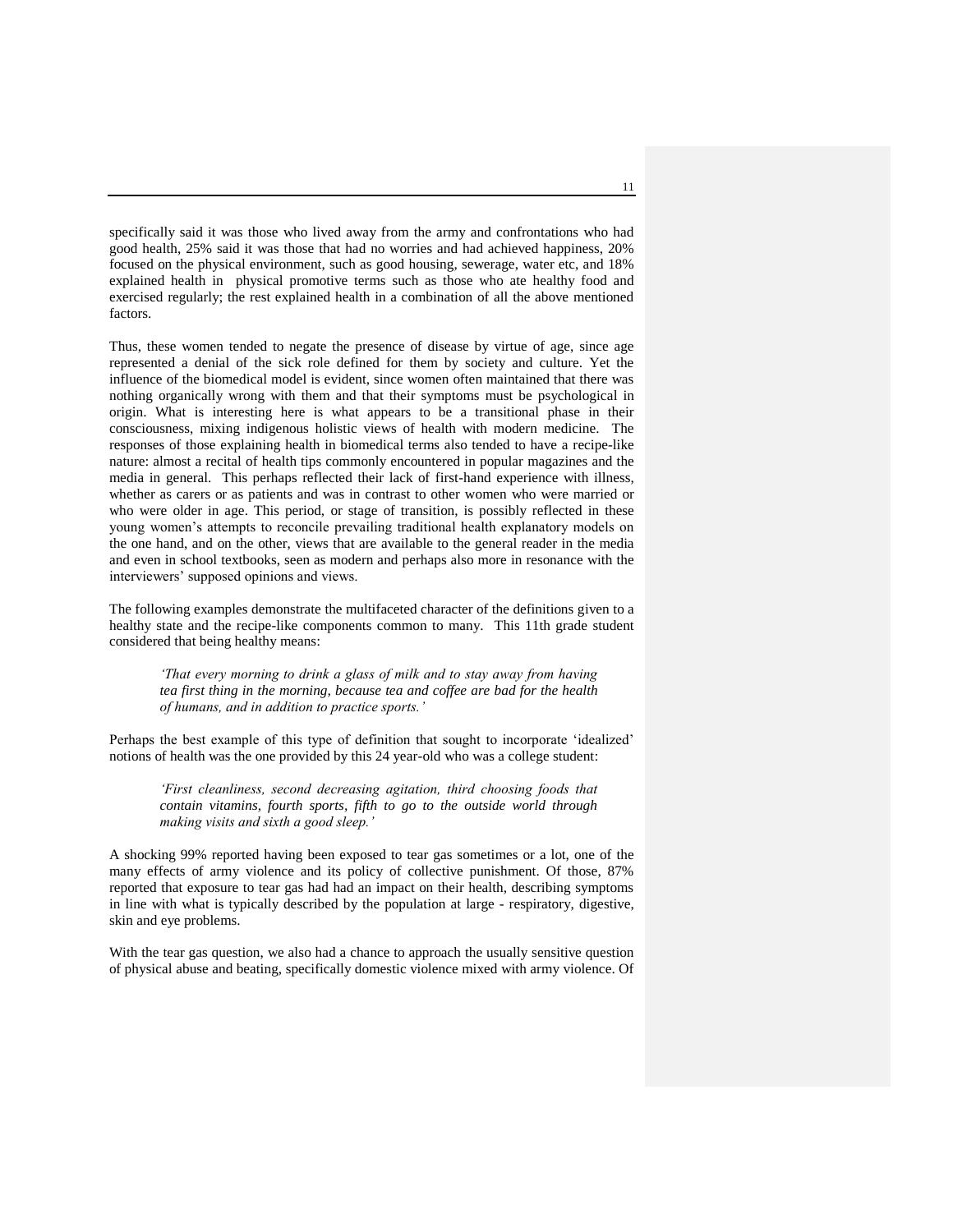specifically said it was those who lived away from the army and confrontations who had good health, 25% said it was those that had no worries and had achieved happiness, 20% focused on the physical environment, such as good housing, sewerage, water etc, and 18% explained health in physical promotive terms such as those who ate healthy food and exercised regularly; the rest explained health in a combination of all the above mentioned factors.

Thus, these women tended to negate the presence of disease by virtue of age, since age represented a denial of the sick role defined for them by society and culture. Yet the influence of the biomedical model is evident, since women often maintained that there was nothing organically wrong with them and that their symptoms must be psychological in origin. What is interesting here is what appears to be a transitional phase in their consciousness, mixing indigenous holistic views of health with modern medicine. The responses of those explaining health in biomedical terms also tended to have a recipe-like nature: almost a recital of health tips commonly encountered in popular magazines and the media in general. This perhaps reflected their lack of first-hand experience with illness, whether as carers or as patients and was in contrast to other women who were married or who were older in age. This period, or stage of transition, is possibly reflected in these young women's attempts to reconcile prevailing traditional health explanatory models on the one hand, and on the other, views that are available to the general reader in the media and even in school textbooks, seen as modern and perhaps also more in resonance with the interviewers' supposed opinions and views.

The following examples demonstrate the multifaceted character of the definitions given to a healthy state and the recipe-like components common to many. This 11th grade student considered that being healthy means:

> *'That every morning to drink a glass of milk and to stay away from having tea first thing in the morning, because tea and coffee are bad for the health of humans, and in addition to practice sports.'*

Perhaps the best example of this type of definition that sought to incorporate 'idealized' notions of health was the one provided by this 24 year-old who was a college student:

> *'First cleanliness, second decreasing agitation, third choosing foods that contain vitamins, fourth sports, fifth to go to the outside world through making visits and sixth a good sleep.'*

A shocking 99% reported having been exposed to tear gas sometimes or a lot, one of the many effects of army violence and its policy of collective punishment. Of those, 87% reported that exposure to tear gas had had an impact on their health, describing symptoms in line with what is typically described by the population at large - respiratory, digestive, skin and eye problems.

With the tear gas question, we also had a chance to approach the usually sensitive question of physical abuse and beating, specifically domestic violence mixed with army violence. Of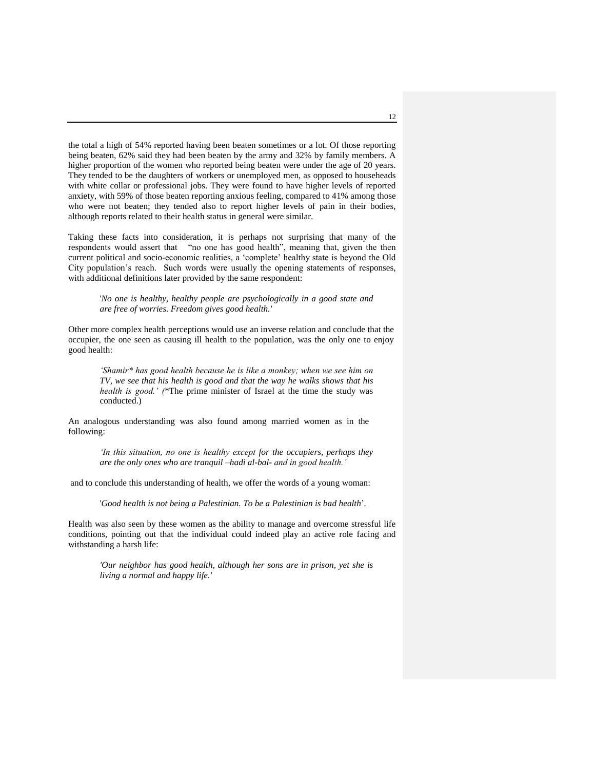the total a high of 54% reported having been beaten sometimes or a lot. Of those reporting being beaten, 62% said they had been beaten by the army and 32% by family members. A higher proportion of the women who reported being beaten were under the age of 20 years. They tended to be the daughters of workers or unemployed men, as opposed to househeads with white collar or professional jobs. They were found to have higher levels of reported anxiety, with 59% of those beaten reporting anxious feeling, compared to 41% among those who were not beaten; they tended also to report higher levels of pain in their bodies, although reports related to their health status in general were similar.

Taking these facts into consideration, it is perhaps not surprising that many of the respondents would assert that "no one has good health", meaning that, given the then current political and socio-economic realities, a 'complete' healthy state is beyond the Old City population's reach. Such words were usually the opening statements of responses, with additional definitions later provided by the same respondent:

> '*No one is healthy, healthy people are psychologically in a good state and are free of worries. Freedom gives good health.*'

Other more complex health perceptions would use an inverse relation and conclude that the occupier, the one seen as causing ill health to the population, was the only one to enjoy good health:

> *'Shamir\* has good health because he is like a monkey; when we see him on TV, we see that his health is good and that the way he walks shows that his health is good.' (*\*The prime minister of Israel at the time the study was conducted.)

An analogous understanding was also found among married women as in the following:

> *'In this situation, no one is healthy except for the occupiers, perhaps they are the only ones who are tranquil –hadi al-bal- and in good health.'*

and to conclude this understanding of health, we offer the words of a young woman:

> '*Good health is not being a Palestinian. To be a Palestinian is bad health*'.

Health was also seen by these women as the ability to manage and overcome stressful life conditions, pointing out that the individual could indeed play an active role facing and withstanding a harsh life:

> *'Our neighbor has good health, although her sons are in prison, yet she is living a normal and happy life.'*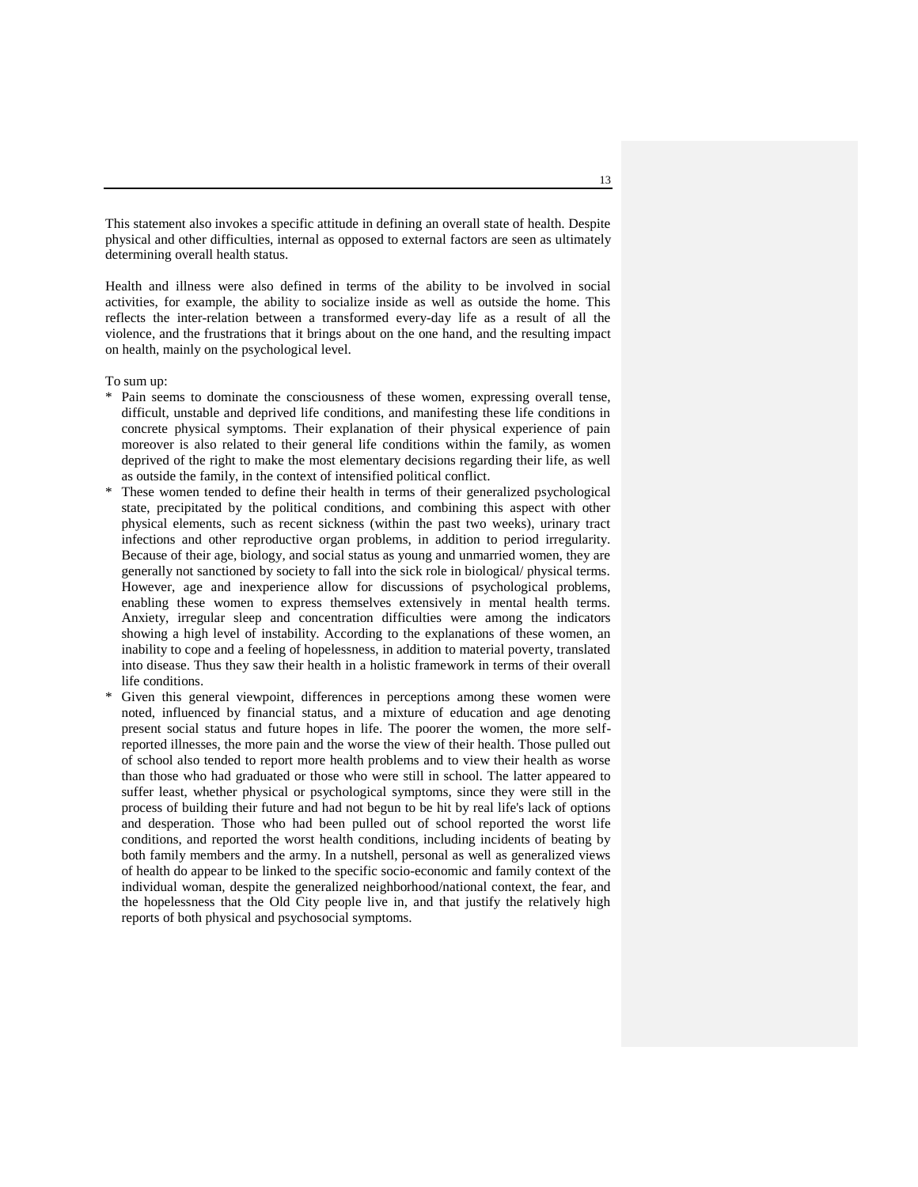This statement also invokes a specific attitude in defining an overall state of health. Despite physical and other difficulties, internal as opposed to external factors are seen as ultimately determining overall health status.

Health and illness were also defined in terms of the ability to be involved in social activities, for example, the ability to socialize inside as well as outside the home. This reflects the inter-relation between a transformed every-day life as a result of all the violence, and the frustrations that it brings about on the one hand, and the resulting impact on health, mainly on the psychological level.

To sum up:

* Pain seems to dominate the consciousness of these women, expressing overall tense, difficult, unstable and deprived life conditions, and manifesting these life conditions in concrete physical symptoms. Their explanation of their physical experience of pain moreover is also related to their general life conditions within the family, as women deprived of the right to make the most elementary decisions regarding their life, as well as outside the family, in the context of intensified political conflict.
* These women tended to define their health in terms of their generalized psychological state, precipitated by the political conditions, and combining this aspect with other physical elements, such as recent sickness (within the past two weeks), urinary tract infections and other reproductive organ problems, in addition to period irregularity. Because of their age, biology, and social status as young and unmarried women, they are generally not sanctioned by society to fall into the sick role in biological/ physical terms. However, age and inexperience allow for discussions of psychological problems, enabling these women to express themselves extensively in mental health terms. Anxiety, irregular sleep and concentration difficulties were among the indicators showing a high level of instability. According to the explanations of these women, an inability to cope and a feeling of hopelessness, in addition to material poverty, translated into disease. Thus they saw their health in a holistic framework in terms of their overall life conditions.
* Given this general viewpoint, differences in perceptions among these women were noted, influenced by financial status, and a mixture of education and age denoting present social status and future hopes in life. The poorer the women, the more self-reported illnesses, the more pain and the worse the view of their health. Those pulled out of school also tended to report more health problems and to view their health as worse than those who had graduated or those who were still in school. The latter appeared to suffer least, whether physical or psychological symptoms, since they were still in the process of building their future and had not begun to be hit by real life's lack of options and desperation. Those who had been pulled out of school reported the worst life conditions, and reported the worst health conditions, including incidents of beating by both family members and the army. In a nutshell, personal as well as generalized views of health do appear to be linked to the specific socio-economic and family context of the individual woman, despite the generalized neighborhood/national context, the fear, and the hopelessness that the Old City people live in, and that justify the relatively high reports of both physical and psychosocial symptoms.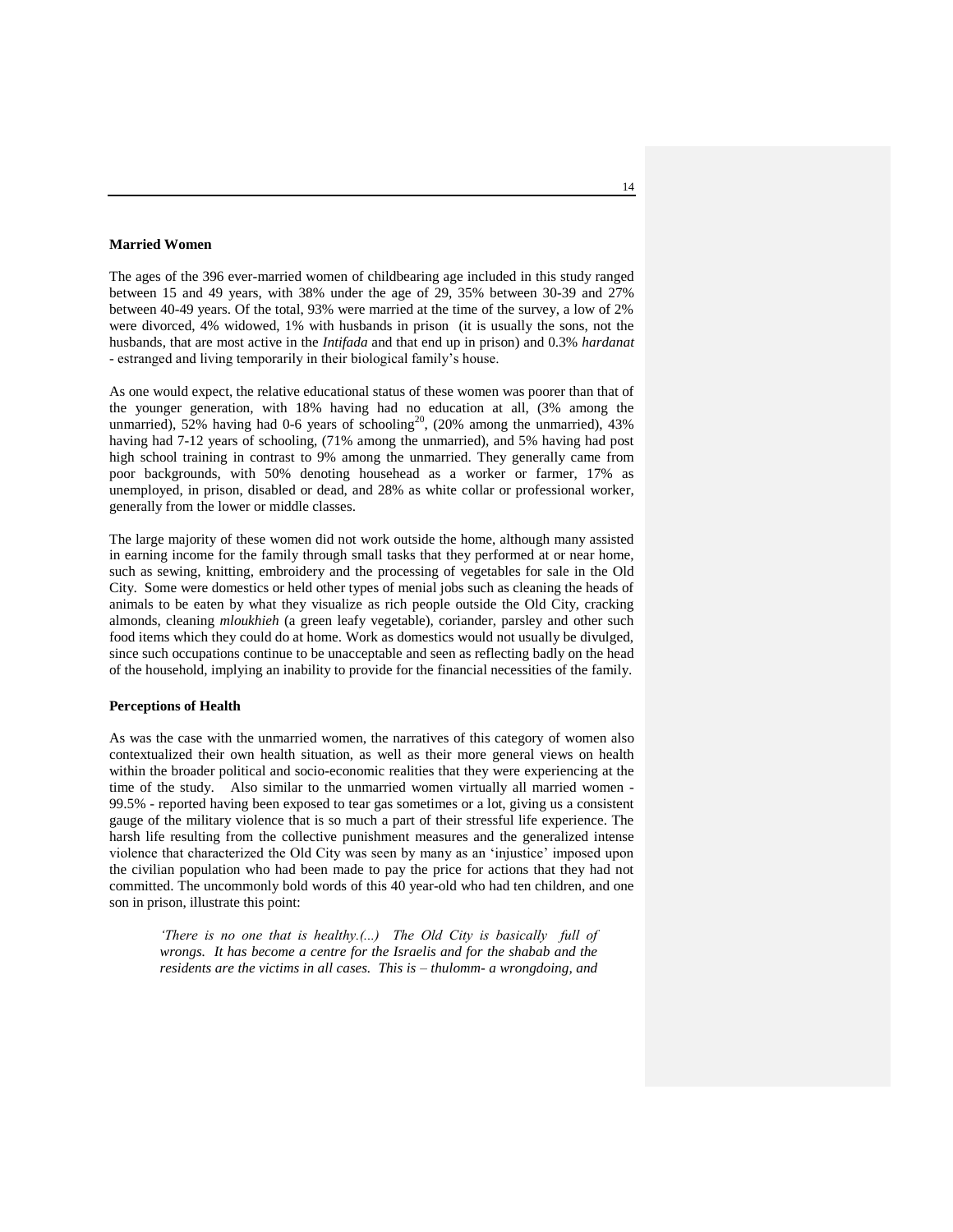**Married Women**

The ages of the 396 ever-married women of childbearing age included in this study ranged between 15 and 49 years, with 38% under the age of 29, 35% between 30-39 and 27% between 40-49 years. Of the total, 93% were married at the time of the survey, a low of 2% were divorced, 4% widowed, 1% with husbands in prison (it is usually the sons, not the husbands, that are most active in the *Intifada* and that end up in prison) and 0.3% *hardanat* - estranged and living temporarily in their biological family's house.

As one would expect, the relative educational status of these women was poorer than that of the younger generation, with 18% having had no education at all, (3% among the unmarried), 52% having had 0-6 years of schooling[20], (20% among the unmarried), 43% having had 7-12 years of schooling, (71% among the unmarried), and 5% having had post high school training in contrast to 9% among the unmarried. They generally came from poor backgrounds, with 50% denoting househead as a worker or farmer, 17% as unemployed, in prison, disabled or dead, and 28% as white collar or professional worker, generally from the lower or middle classes.

The large majority of these women did not work outside the home, although many assisted in earning income for the family through small tasks that they performed at or near home, such as sewing, knitting, embroidery and the processing of vegetables for sale in the Old City. Some were domestics or held other types of menial jobs such as cleaning the heads of animals to be eaten by what they visualize as rich people outside the Old City, cracking almonds, cleaning *mloukhieh* (a green leafy vegetable), coriander, parsley and other such food items which they could do at home. Work as domestics would not usually be divulged, since such occupations continue to be unacceptable and seen as reflecting badly on the head of the household, implying an inability to provide for the financial necessities of the family.

**Perceptions of Health**

As was the case with the unmarried women, the narratives of this category of women also contextualized their own health situation, as well as their more general views on health within the broader political and socio-economic realities that they were experiencing at the time of the study. Also similar to the unmarried women virtually all married women - 99.5% - reported having been exposed to tear gas sometimes or a lot, giving us a consistent gauge of the military violence that is so much a part of their stressful life experience. The harsh life resulting from the collective punishment measures and the generalized intense violence that characterized the Old City was seen by many as an 'injustice' imposed upon the civilian population who had been made to pay the price for actions that they had not committed. The uncommonly bold words of this 40 year-old who had ten children, and one son in prison, illustrate this point:

> *'There is no one that is healthy.(...) The Old City is basically full of wrongs. It has become a centre for the Israelis and for the shabab and the residents are the victims in all cases. This is – thulomm- a wrongdoing, and*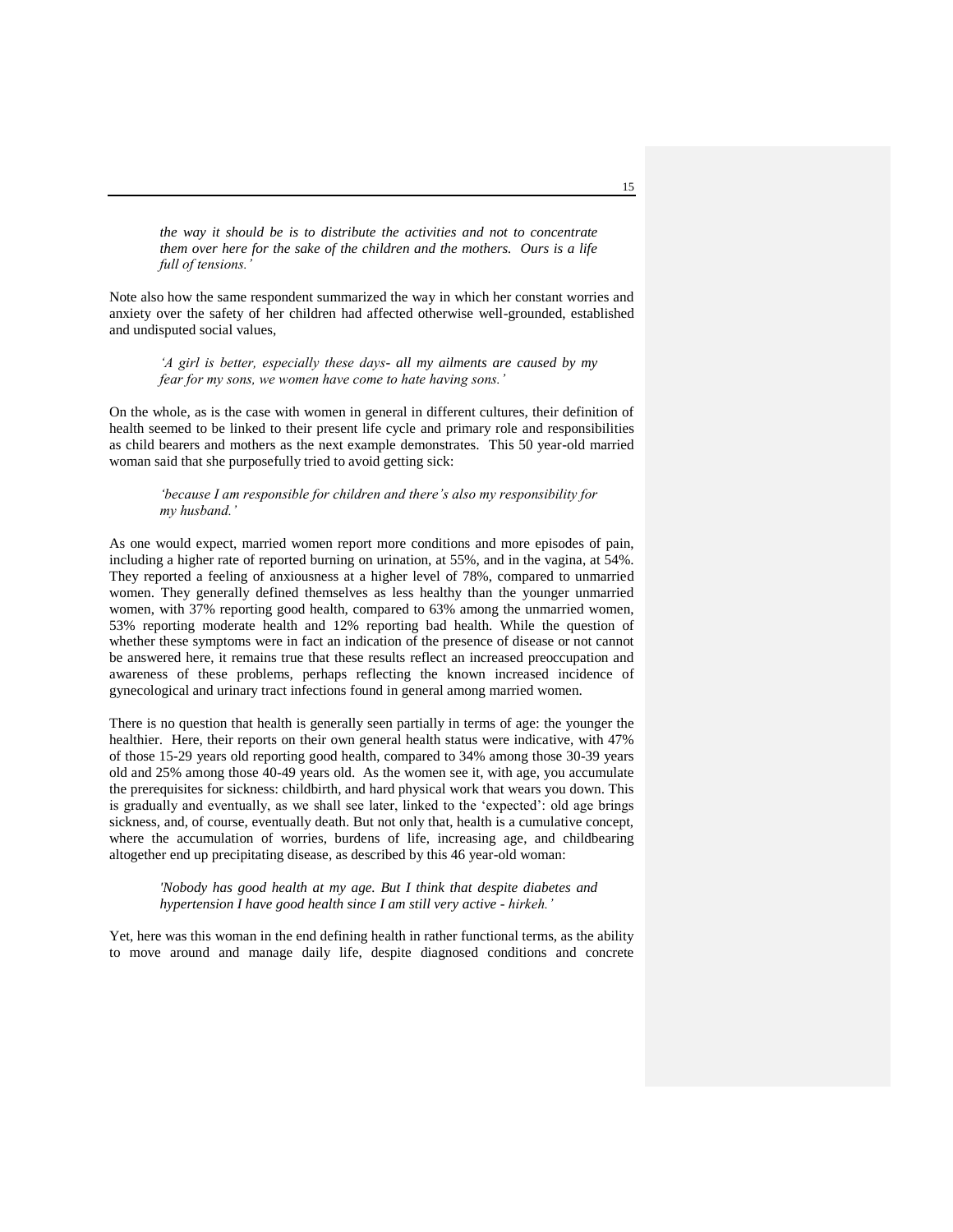*the way it should be is to distribute the activities and not to concentrate them over here for the sake of the children and the mothers. Ours is a life full of tensions.'*

Note also how the same respondent summarized the way in which her constant worries and anxiety over the safety of her children had affected otherwise well-grounded, established and undisputed social values,

> *'A girl is better, especially these days- all my ailments are caused by my fear for my sons, we women have come to hate having sons.'*

On the whole, as is the case with women in general in different cultures, their definition of health seemed to be linked to their present life cycle and primary role and responsibilities as child bearers and mothers as the next example demonstrates. This 50 year-old married woman said that she purposefully tried to avoid getting sick:

> *'because I am responsible for children and there's also my responsibility for my husband.'*

As one would expect, married women report more conditions and more episodes of pain, including a higher rate of reported burning on urination, at 55%, and in the vagina, at 54%. They reported a feeling of anxiousness at a higher level of 78%, compared to unmarried women. They generally defined themselves as less healthy than the younger unmarried women, with 37% reporting good health, compared to 63% among the unmarried women, 53% reporting moderate health and 12% reporting bad health. While the question of whether these symptoms were in fact an indication of the presence of disease or not cannot be answered here, it remains true that these results reflect an increased preoccupation and awareness of these problems, perhaps reflecting the known increased incidence of gynecological and urinary tract infections found in general among married women.

There is no question that health is generally seen partially in terms of age: the younger the healthier. Here, their reports on their own general health status were indicative, with 47% of those 15-29 years old reporting good health, compared to 34% among those 30-39 years old and 25% among those 40-49 years old. As the women see it, with age, you accumulate the prerequisites for sickness: childbirth, and hard physical work that wears you down. This is gradually and eventually, as we shall see later, linked to the 'expected': old age brings sickness, and, of course, eventually death. But not only that, health is a cumulative concept, where the accumulation of worries, burdens of life, increasing age, and childbearing altogether end up precipitating disease, as described by this 46 year-old woman:

> *'Nobody has good health at my age. But I think that despite diabetes and hypertension I have good health since I am still very active - hirkeh.'*

Yet, here was this woman in the end defining health in rather functional terms, as the ability to move around and manage daily life, despite diagnosed conditions and concrete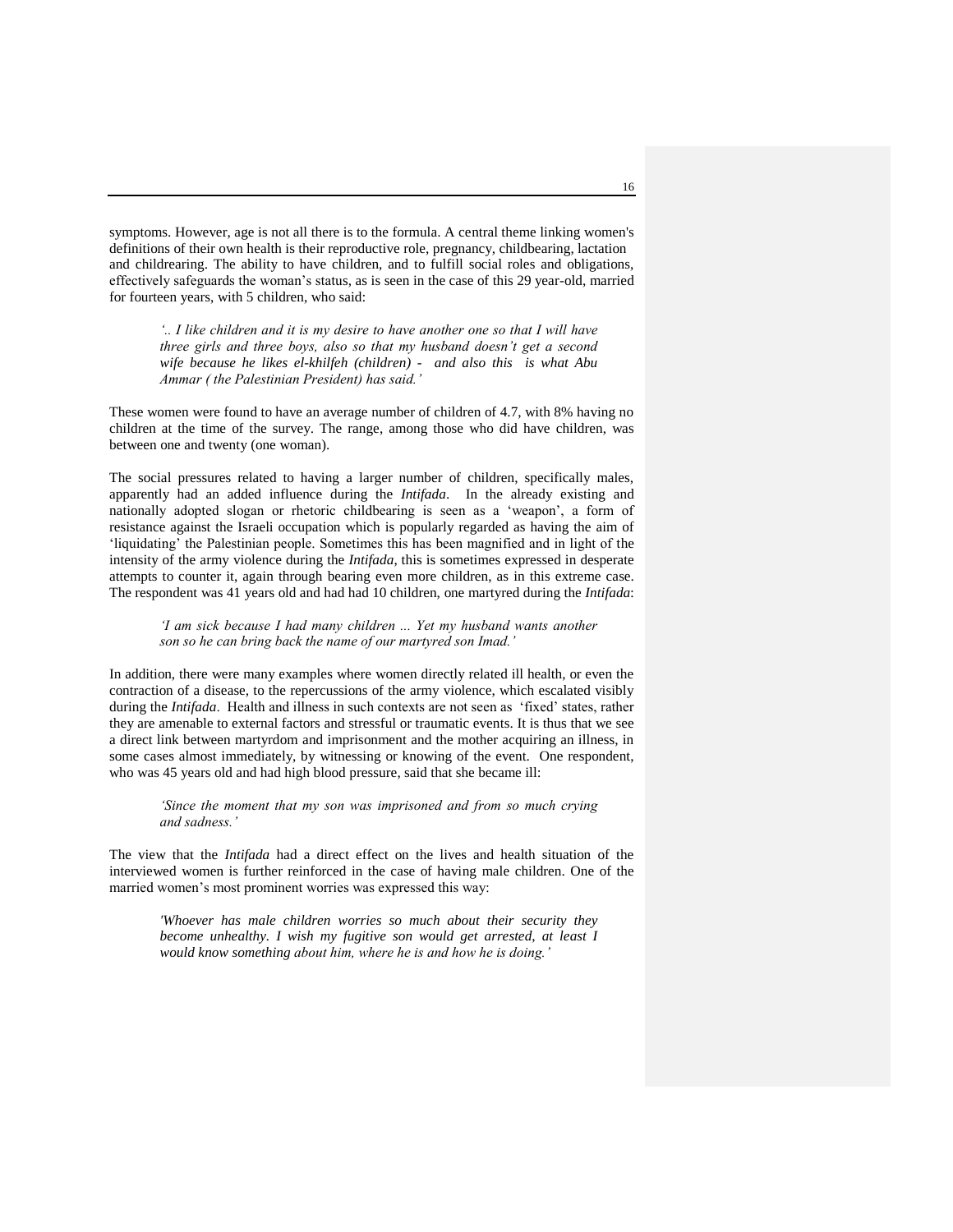symptoms. However, age is not all there is to the formula. A central theme linking women's definitions of their own health is their reproductive role, pregnancy, childbearing, lactation and childrearing. The ability to have children, and to fulfill social roles and obligations, effectively safeguards the woman's status, as is seen in the case of this 29 year-old, married for fourteen years, with 5 children, who said:

> *'.. I like children and it is my desire to have another one so that I will have three girls and three boys, also so that my husband doesn't get a second wife because he likes el-khilfeh (children) - and also this is what Abu Ammar ( the Palestinian President) has said.'*

These women were found to have an average number of children of 4.7, with 8% having no children at the time of the survey. The range, among those who did have children, was between one and twenty (one woman).

The social pressures related to having a larger number of children, specifically males, apparently had an added influence during the *Intifada*. In the already existing and nationally adopted slogan or rhetoric childbearing is seen as a 'weapon', a form of resistance against the Israeli occupation which is popularly regarded as having the aim of 'liquidating' the Palestinian people. Sometimes this has been magnified and in light of the intensity of the army violence during the *Intifada*, this is sometimes expressed in desperate attempts to counter it, again through bearing even more children, as in this extreme case. The respondent was 41 years old and had had 10 children, one martyred during the *Intifada*:

> *'I am sick because I had many children ... Yet my husband wants another son so he can bring back the name of our martyred son Imad.'*

In addition, there were many examples where women directly related ill health, or even the contraction of a disease, to the repercussions of the army violence, which escalated visibly during the *Intifada*. Health and illness in such contexts are not seen as 'fixed' states, rather they are amenable to external factors and stressful or traumatic events. It is thus that we see a direct link between martyrdom and imprisonment and the mother acquiring an illness, in some cases almost immediately, by witnessing or knowing of the event. One respondent, who was 45 years old and had high blood pressure, said that she became ill:

> *'Since the moment that my son was imprisoned and from so much crying and sadness.'*

The view that the *Intifada* had a direct effect on the lives and health situation of the interviewed women is further reinforced in the case of having male children. One of the married women's most prominent worries was expressed this way:

> *'Whoever has male children worries so much about their security they become unhealthy. I wish my fugitive son would get arrested, at least I would know something about him, where he is and how he is doing.'*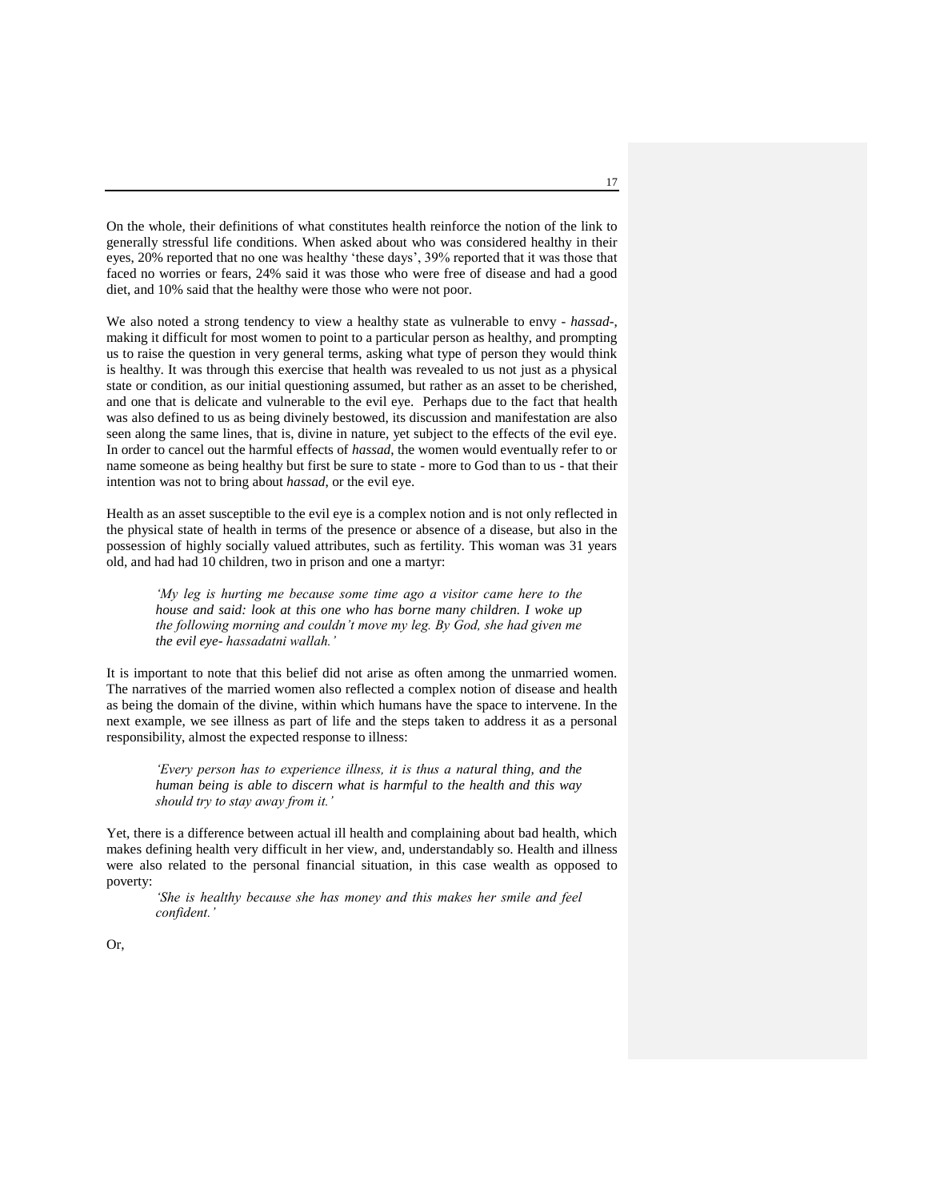On the whole, their definitions of what constitutes health reinforce the notion of the link to generally stressful life conditions. When asked about who was considered healthy in their eyes, 20% reported that no one was healthy 'these days', 39% reported that it was those that faced no worries or fears, 24% said it was those who were free of disease and had a good diet, and 10% said that the healthy were those who were not poor.

We also noted a strong tendency to view a healthy state as vulnerable to envy - *hassad*-, making it difficult for most women to point to a particular person as healthy, and prompting us to raise the question in very general terms, asking what type of person they would think is healthy. It was through this exercise that health was revealed to us not just as a physical state or condition, as our initial questioning assumed, but rather as an asset to be cherished, and one that is delicate and vulnerable to the evil eye. Perhaps due to the fact that health was also defined to us as being divinely bestowed, its discussion and manifestation are also seen along the same lines, that is, divine in nature, yet subject to the effects of the evil eye. In order to cancel out the harmful effects of *hassad*, the women would eventually refer to or name someone as being healthy but first be sure to state - more to God than to us - that their intention was not to bring about *hassad*, or the evil eye.

Health as an asset susceptible to the evil eye is a complex notion and is not only reflected in the physical state of health in terms of the presence or absence of a disease, but also in the possession of highly socially valued attributes, such as fertility. This woman was 31 years old, and had had 10 children, two in prison and one a martyr:

> *'My leg is hurting me because some time ago a visitor came here to the house and said: look at this one who has borne many children. I woke up the following morning and couldn't move my leg. By God, she had given me the evil eye- hassadatni wallah.'*

It is important to note that this belief did not arise as often among the unmarried women. The narratives of the married women also reflected a complex notion of disease and health as being the domain of the divine, within which humans have the space to intervene. In the next example, we see illness as part of life and the steps taken to address it as a personal responsibility, almost the expected response to illness:

> *'Every person has to experience illness, it is thus a natural thing, and the human being is able to discern what is harmful to the health and this way should try to stay away from it.'*

Yet, there is a difference between actual ill health and complaining about bad health, which makes defining health very difficult in her view, and, understandably so. Health and illness were also related to the personal financial situation, in this case wealth as opposed to poverty:

> *'She is healthy because she has money and this makes her smile and feel confident.'*

Or,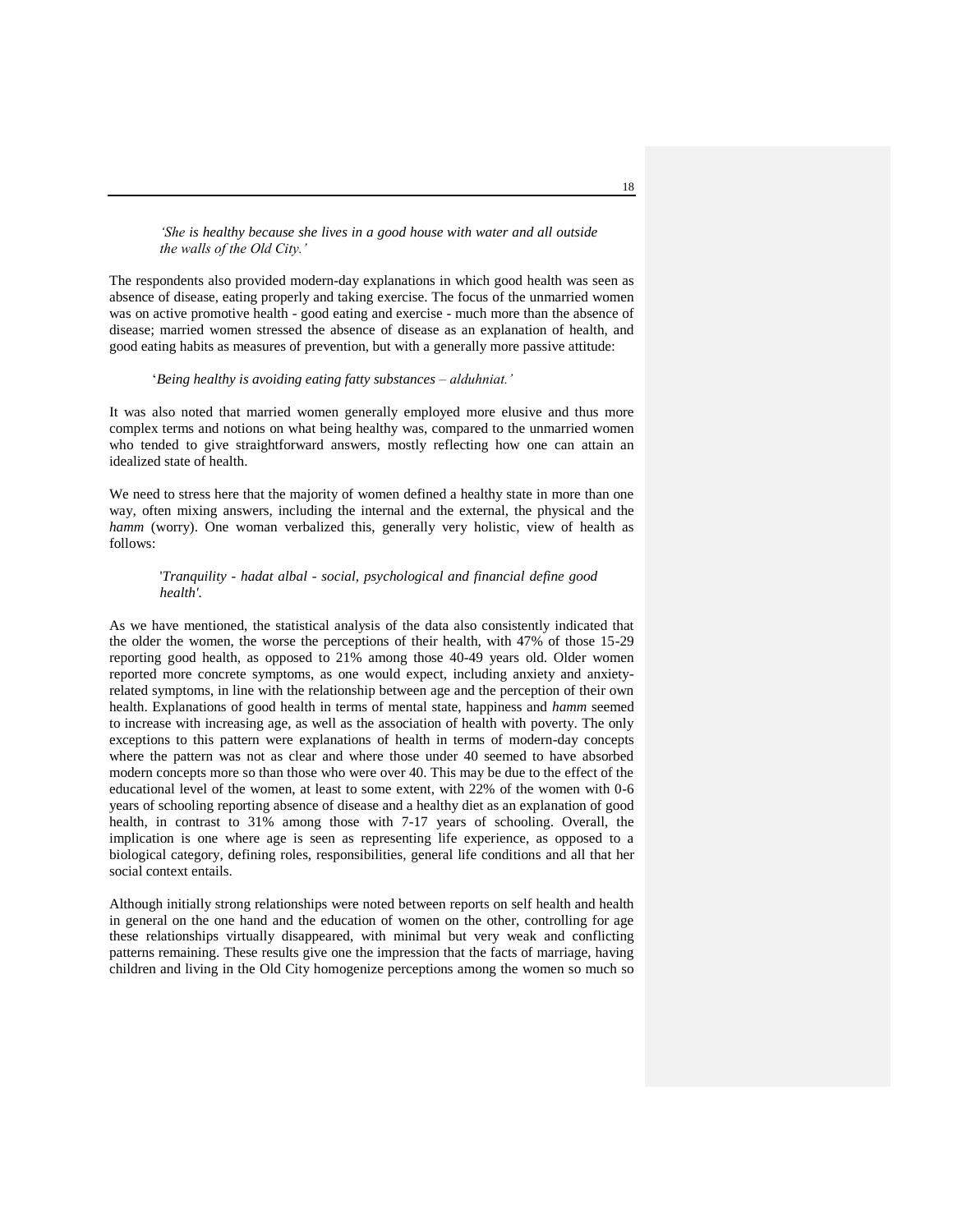*'She is healthy because she lives in a good house with water and all outside the walls of the Old City.'*

The respondents also provided modern-day explanations in which good health was seen as absence of disease, eating properly and taking exercise. The focus of the unmarried women was on active promotive health - good eating and exercise - much more than the absence of disease; married women stressed the absence of disease as an explanation of health, and good eating habits as measures of prevention, but with a generally more passive attitude:

'*Being healthy is avoiding eating fatty substances – alduhniat.'*

It was also noted that married women generally employed more elusive and thus more complex terms and notions on what being healthy was, compared to the unmarried women who tended to give straightforward answers, mostly reflecting how one can attain an idealized state of health.

We need to stress here that the majority of women defined a healthy state in more than one way, often mixing answers, including the internal and the external, the physical and the *hamm* (worry). One woman verbalized this, generally very holistic, view of health as follows:

*'Tranquility - hadat albal - social, psychological and financial define good health'.*

As we have mentioned, the statistical analysis of the data also consistently indicated that the older the women, the worse the perceptions of their health, with 47% of those 15-29 reporting good health, as opposed to 21% among those 40-49 years old. Older women reported more concrete symptoms, as one would expect, including anxiety and anxiety-related symptoms, in line with the relationship between age and the perception of their own health. Explanations of good health in terms of mental state, happiness and *hamm* seemed to increase with increasing age, as well as the association of health with poverty. The only exceptions to this pattern were explanations of health in terms of modern-day concepts where the pattern was not as clear and where those under 40 seemed to have absorbed modern concepts more so than those who were over 40. This may be due to the effect of the educational level of the women, at least to some extent, with 22% of the women with 0-6 years of schooling reporting absence of disease and a healthy diet as an explanation of good health, in contrast to 31% among those with 7-17 years of schooling. Overall, the implication is one where age is seen as representing life experience, as opposed to a biological category, defining roles, responsibilities, general life conditions and all that her social context entails.

Although initially strong relationships were noted between reports on self health and health in general on the one hand and the education of women on the other, controlling for age these relationships virtually disappeared, with minimal but very weak and conflicting patterns remaining. These results give one the impression that the facts of marriage, having children and living in the Old City homogenize perceptions among the women so much so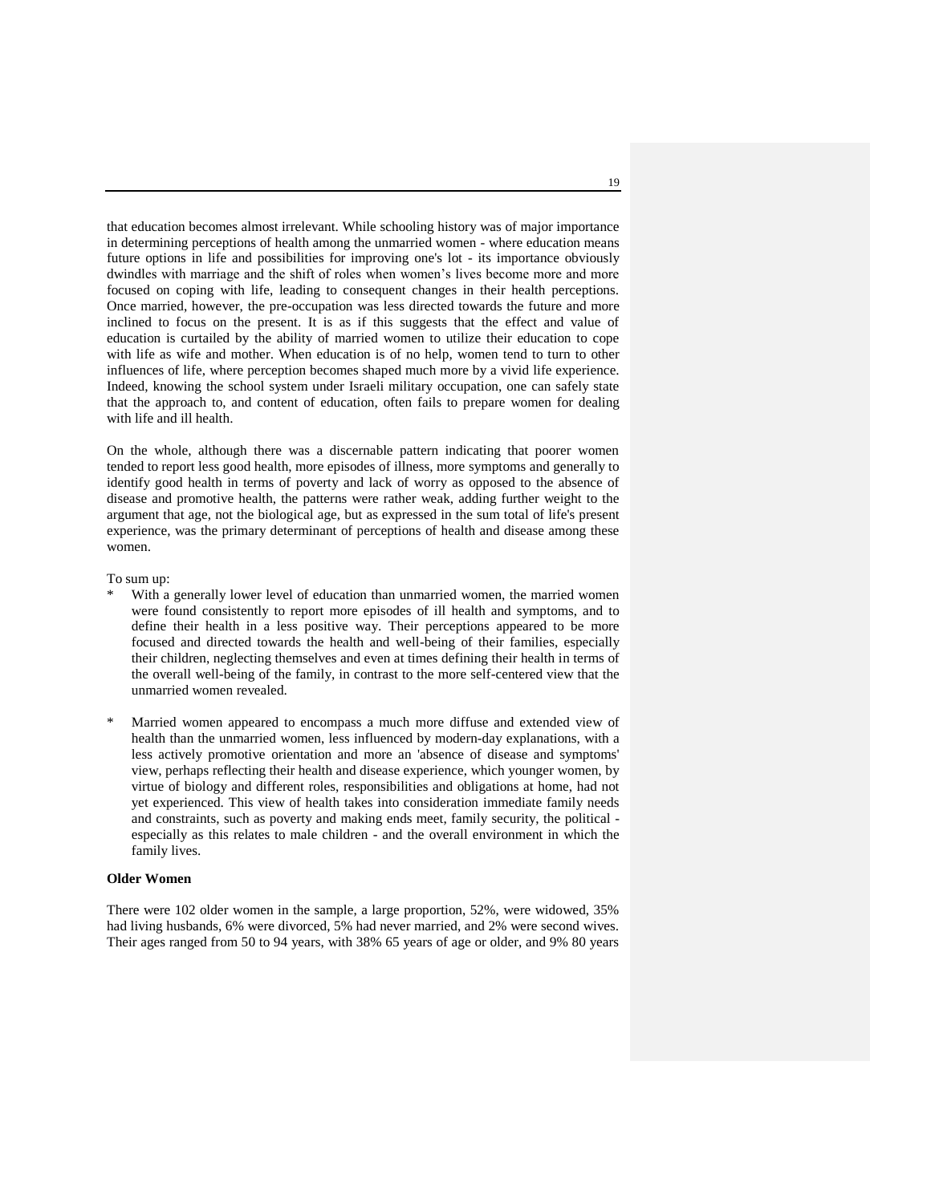that education becomes almost irrelevant. While schooling history was of major importance in determining perceptions of health among the unmarried women - where education means future options in life and possibilities for improving one's lot - its importance obviously dwindles with marriage and the shift of roles when women's lives become more and more focused on coping with life, leading to consequent changes in their health perceptions. Once married, however, the pre-occupation was less directed towards the future and more inclined to focus on the present. It is as if this suggests that the effect and value of education is curtailed by the ability of married women to utilize their education to cope with life as wife and mother. When education is of no help, women tend to turn to other influences of life, where perception becomes shaped much more by a vivid life experience. Indeed, knowing the school system under Israeli military occupation, one can safely state that the approach to, and content of education, often fails to prepare women for dealing with life and ill health.

On the whole, although there was a discernable pattern indicating that poorer women tended to report less good health, more episodes of illness, more symptoms and generally to identify good health in terms of poverty and lack of worry as opposed to the absence of disease and promotive health, the patterns were rather weak, adding further weight to the argument that age, not the biological age, but as expressed in the sum total of life's present experience, was the primary determinant of perceptions of health and disease among these women.

To sum up:

* With a generally lower level of education than unmarried women, the married women were found consistently to report more episodes of ill health and symptoms, and to define their health in a less positive way. Their perceptions appeared to be more focused and directed towards the health and well-being of their families, especially their children, neglecting themselves and even at times defining their health in terms of the overall well-being of the family, in contrast to the more self-centered view that the unmarried women revealed.

* Married women appeared to encompass a much more diffuse and extended view of health than the unmarried women, less influenced by modern-day explanations, with a less actively promotive orientation and more an 'absence of disease and symptoms' view, perhaps reflecting their health and disease experience, which younger women, by virtue of biology and different roles, responsibilities and obligations at home, had not yet experienced. This view of health takes into consideration immediate family needs and constraints, such as poverty and making ends meet, family security, the political - especially as this relates to male children - and the overall environment in which the family lives.

**Older Women**

There were 102 older women in the sample, a large proportion, 52%, were widowed, 35% had living husbands, 6% were divorced, 5% had never married, and 2% were second wives. Their ages ranged from 50 to 94 years, with 38% 65 years of age or older, and 9% 80 years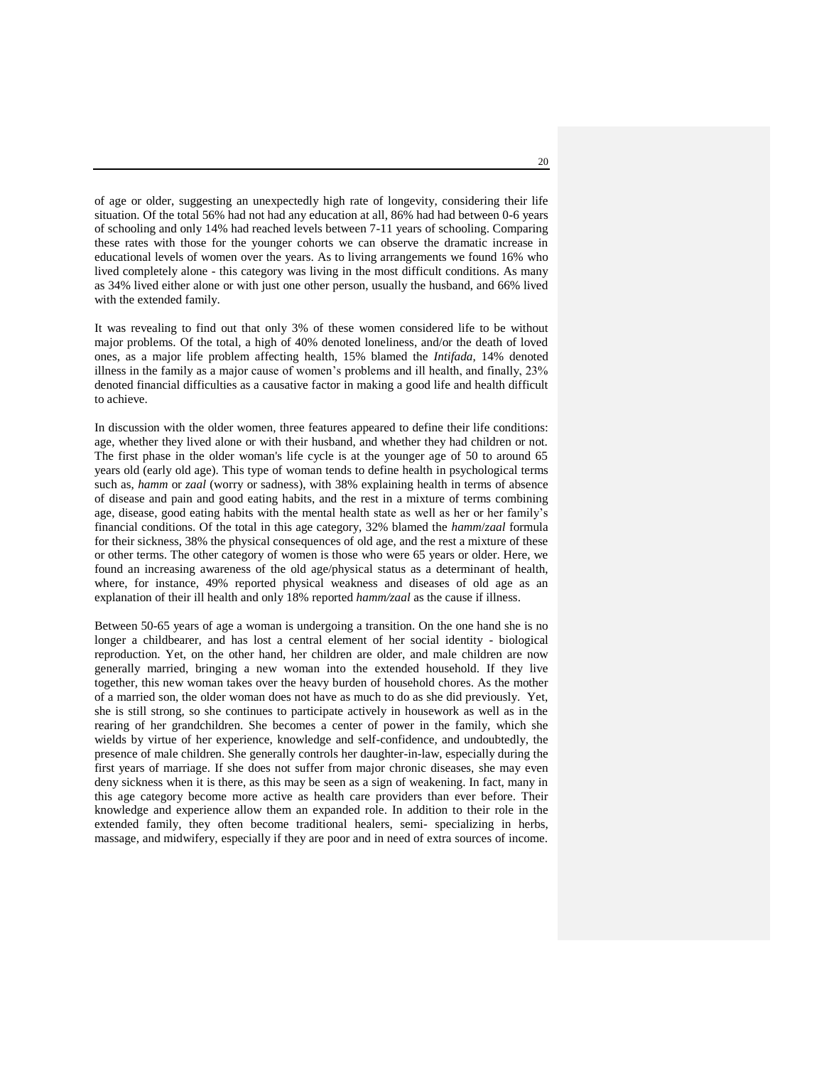of age or older, suggesting an unexpectedly high rate of longevity, considering their life situation. Of the total 56% had not had any education at all, 86% had had between 0-6 years of schooling and only 14% had reached levels between 7-11 years of schooling. Comparing these rates with those for the younger cohorts we can observe the dramatic increase in educational levels of women over the years. As to living arrangements we found 16% who lived completely alone - this category was living in the most difficult conditions. As many as 34% lived either alone or with just one other person, usually the husband, and 66% lived with the extended family.

It was revealing to find out that only 3% of these women considered life to be without major problems. Of the total, a high of 40% denoted loneliness, and/or the death of loved ones, as a major life problem affecting health, 15% blamed the *Intifada,* 14% denoted illness in the family as a major cause of women's problems and ill health, and finally, 23% denoted financial difficulties as a causative factor in making a good life and health difficult to achieve.

In discussion with the older women, three features appeared to define their life conditions: age, whether they lived alone or with their husband, and whether they had children or not. The first phase in the older woman's life cycle is at the younger age of 50 to around 65 years old (early old age). This type of woman tends to define health in psychological terms such as, *hamm* or *zaal* (worry or sadness), with 38% explaining health in terms of absence of disease and pain and good eating habits, and the rest in a mixture of terms combining age, disease, good eating habits with the mental health state as well as her or her family's financial conditions. Of the total in this age category, 32% blamed the *hamm*/*zaal* formula for their sickness, 38% the physical consequences of old age, and the rest a mixture of these or other terms. The other category of women is those who were 65 years or older. Here, we found an increasing awareness of the old age/physical status as a determinant of health, where, for instance, 49% reported physical weakness and diseases of old age as an explanation of their ill health and only 18% reported *hamm/zaal* as the cause if illness.

Between 50-65 years of age a woman is undergoing a transition. On the one hand she is no longer a childbearer, and has lost a central element of her social identity - biological reproduction. Yet, on the other hand, her children are older, and male children are now generally married, bringing a new woman into the extended household. If they live together, this new woman takes over the heavy burden of household chores. As the mother of a married son, the older woman does not have as much to do as she did previously. Yet, she is still strong, so she continues to participate actively in housework as well as in the rearing of her grandchildren. She becomes a center of power in the family, which she wields by virtue of her experience, knowledge and self-confidence, and undoubtedly, the presence of male children. She generally controls her daughter-in-law, especially during the first years of marriage. If she does not suffer from major chronic diseases, she may even deny sickness when it is there, as this may be seen as a sign of weakening. In fact, many in this age category become more active as health care providers than ever before. Their knowledge and experience allow them an expanded role. In addition to their role in the extended family, they often become traditional healers, semi- specializing in herbs, massage, and midwifery, especially if they are poor and in need of extra sources of income.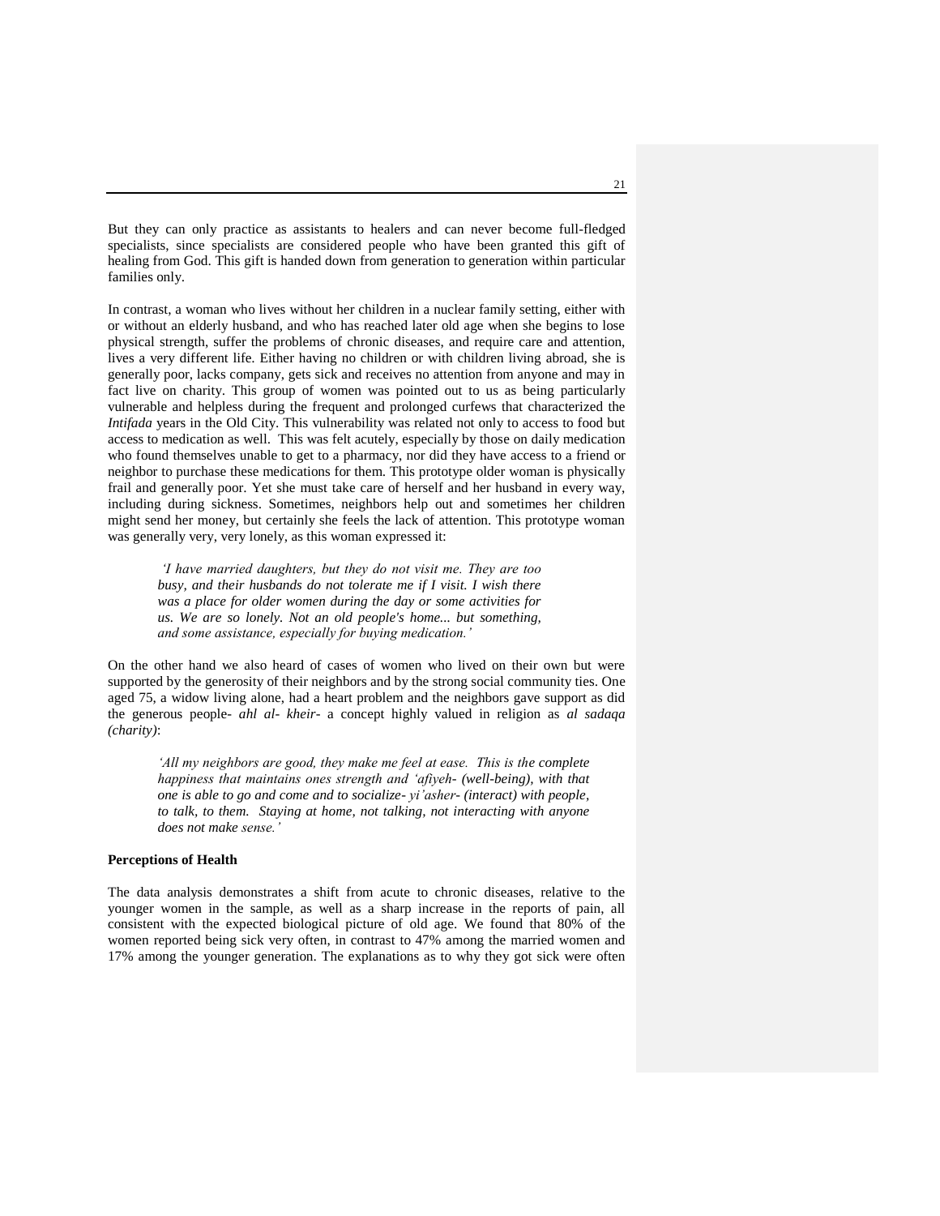But they can only practice as assistants to healers and can never become full-fledged specialists, since specialists are considered people who have been granted this gift of healing from God. This gift is handed down from generation to generation within particular families only.

In contrast, a woman who lives without her children in a nuclear family setting, either with or without an elderly husband, and who has reached later old age when she begins to lose physical strength, suffer the problems of chronic diseases, and require care and attention, lives a very different life. Either having no children or with children living abroad, she is generally poor, lacks company, gets sick and receives no attention from anyone and may in fact live on charity. This group of women was pointed out to us as being particularly vulnerable and helpless during the frequent and prolonged curfews that characterized the *Intifada* years in the Old City. This vulnerability was related not only to access to food but access to medication as well. This was felt acutely, especially by those on daily medication who found themselves unable to get to a pharmacy, nor did they have access to a friend or neighbor to purchase these medications for them. This prototype older woman is physically frail and generally poor. Yet she must take care of herself and her husband in every way, including during sickness. Sometimes, neighbors help out and sometimes her children might send her money, but certainly she feels the lack of attention. This prototype woman was generally very, very lonely, as this woman expressed it:

> *'I have married daughters, but they do not visit me. They are too busy, and their husbands do not tolerate me if I visit. I wish there was a place for older women during the day or some activities for us. We are so lonely. Not an old people's home... but something, and some assistance, especially for buying medication.'*

On the other hand we also heard of cases of women who lived on their own but were supported by the generosity of their neighbors and by the strong social community ties. One aged 75, a widow living alone, had a heart problem and the neighbors gave support as did the generous people- *ahl al- kheir*- a concept highly valued in religion as *al sadaqa (charity)*:

> *'All my neighbors are good, they make me feel at ease. This is the complete happiness that maintains ones strength and 'afiyeh- (well-being), with that one is able to go and come and to socialize- yi'asher- (interact) with people, to talk, to them. Staying at home, not talking, not interacting with anyone does not make sense.'*

**Perceptions of Health**

The data analysis demonstrates a shift from acute to chronic diseases, relative to the younger women in the sample, as well as a sharp increase in the reports of pain, all consistent with the expected biological picture of old age. We found that 80% of the women reported being sick very often, in contrast to 47% among the married women and 17% among the younger generation. The explanations as to why they got sick were often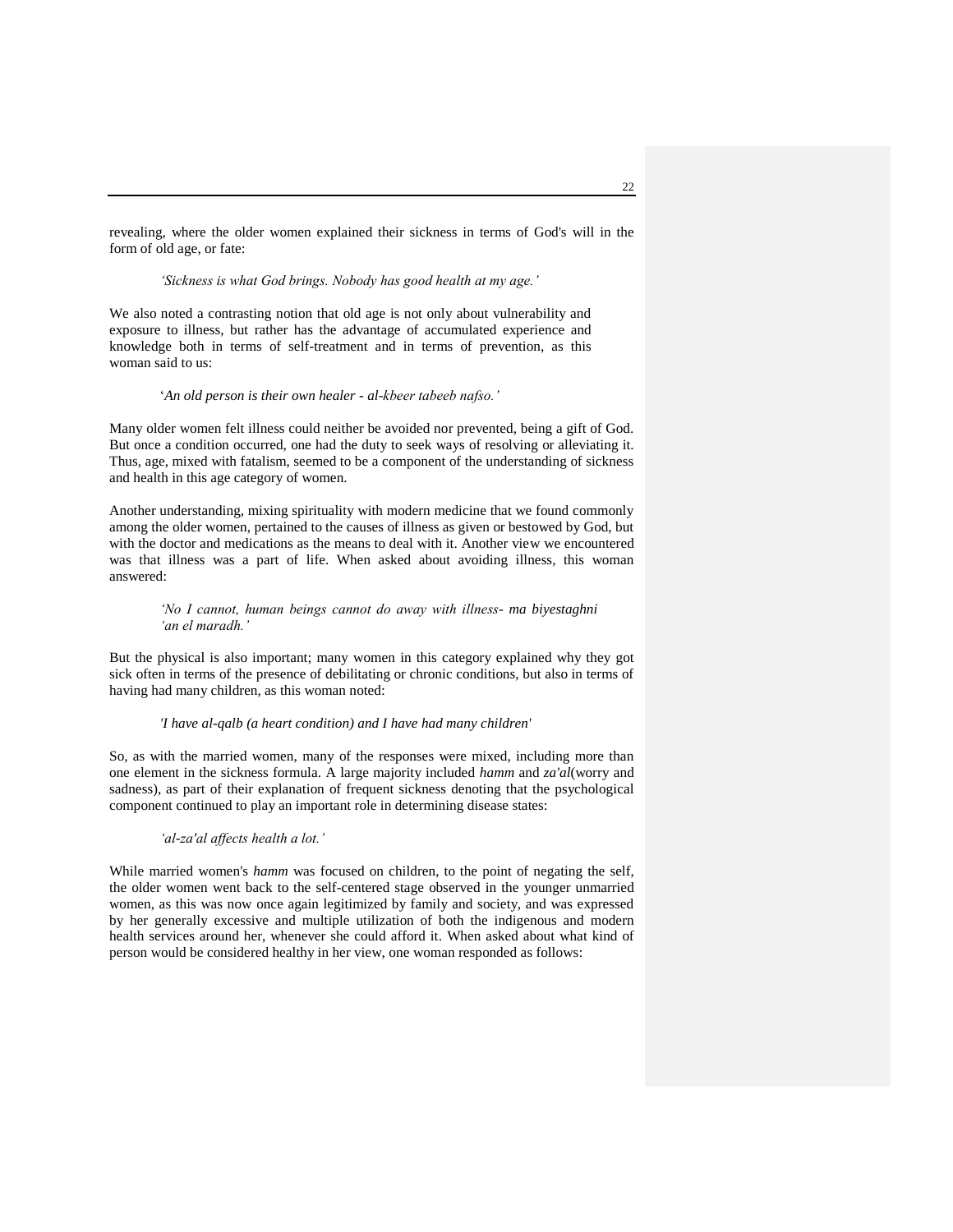revealing, where the older women explained their sickness in terms of God's will in the form of old age, or fate:

> *'Sickness is what God brings. Nobody has good health at my age.'*

We also noted a contrasting notion that old age is not only about vulnerability and exposure to illness, but rather has the advantage of accumulated experience and knowledge both in terms of self-treatment and in terms of prevention, as this woman said to us:

> '*An old person is their own healer - al-kbeer tabeeb nafso.'*

Many older women felt illness could neither be avoided nor prevented, being a gift of God. But once a condition occurred, one had the duty to seek ways of resolving or alleviating it. Thus, age, mixed with fatalism, seemed to be a component of the understanding of sickness and health in this age category of women.

Another understanding, mixing spirituality with modern medicine that we found commonly among the older women, pertained to the causes of illness as given or bestowed by God, but with the doctor and medications as the means to deal with it. Another view we encountered was that illness was a part of life. When asked about avoiding illness, this woman answered:

> *'No I cannot, human beings cannot do away with illness- ma biyestaghni 'an el maradh.'*

But the physical is also important; many women in this category explained why they got sick often in terms of the presence of debilitating or chronic conditions, but also in terms of having had many children, as this woman noted:

> *'I have al-qalb (a heart condition) and I have had many children'*

So, as with the married women, many of the responses were mixed, including more than one element in the sickness formula. A large majority included *hamm* and *za'al*(worry and sadness), as part of their explanation of frequent sickness denoting that the psychological component continued to play an important role in determining disease states:

> *'al-za'al affects health a lot.'*

While married women's *hamm* was focused on children, to the point of negating the self, the older women went back to the self-centered stage observed in the younger unmarried women, as this was now once again legitimized by family and society, and was expressed by her generally excessive and multiple utilization of both the indigenous and modern health services around her, whenever she could afford it. When asked about what kind of person would be considered healthy in her view, one woman responded as follows: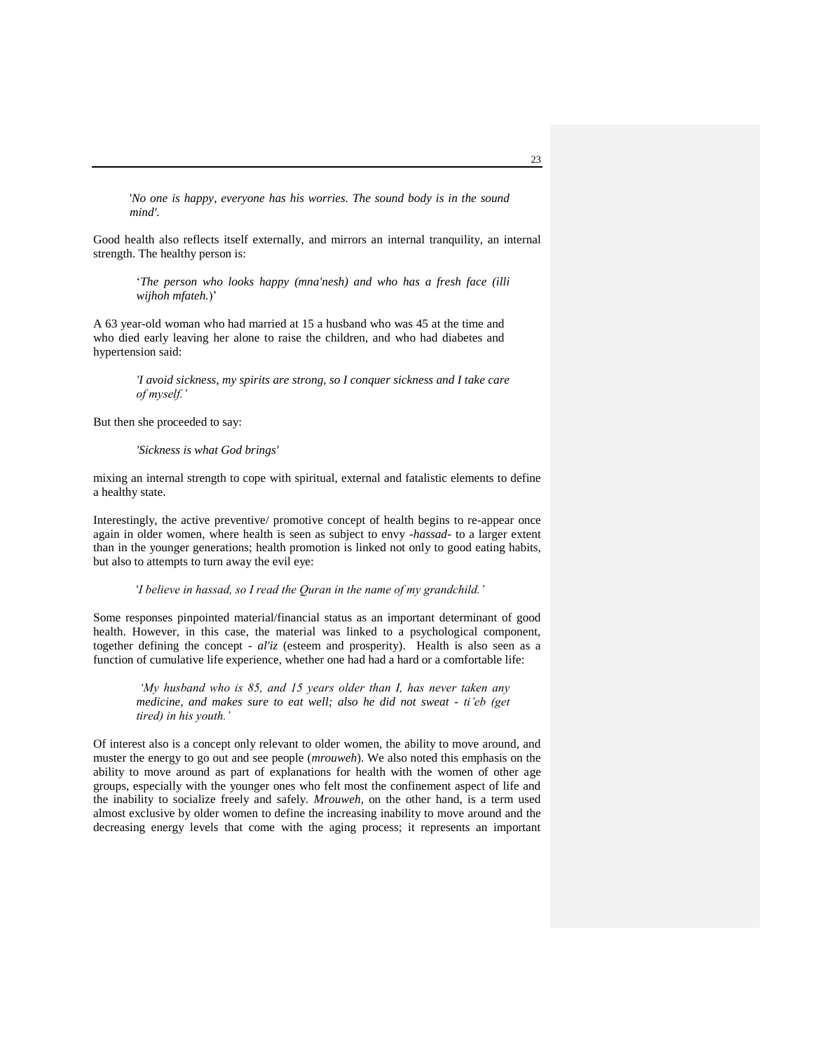'*No one is happy, everyone has his worries. The sound body is in the sound mind'.*

Good health also reflects itself externally, and mirrors an internal tranquility, an internal strength. The healthy person is:

> '*The person who looks happy (mna'nesh) and who has a fresh face (illi wijhoh mfateh.*)'

A 63 year-old woman who had married at 15 a husband who was 45 at the time and who died early leaving her alone to raise the children, and who had diabetes and hypertension said:

> *'I avoid sickness, my spirits are strong, so I conquer sickness and I take care of myself.'*

But then she proceeded to say:

> *'Sickness is what God brings'*

mixing an internal strength to cope with spiritual, external and fatalistic elements to define a healthy state.

Interestingly, the active preventive/ promotive concept of health begins to re-appear once again in older women, where health is seen as subject to envy -*hassad*- to a larger extent than in the younger generations; health promotion is linked not only to good eating habits, but also to attempts to turn away the evil eye:

> '*I believe in hassad, so I read the Quran in the name of my grandchild.'*

Some responses pinpointed material/financial status as an important determinant of good health. However, in this case, the material was linked to a psychological component, together defining the concept - *al'iz* (esteem and prosperity). Health is also seen as a function of cumulative life experience, whether one had had a hard or a comfortable life:

> *'My husband who is 85, and 15 years older than I, has never taken any medicine, and makes sure to eat well; also he did not sweat - ti'eb (get tired) in his youth.'*

Of interest also is a concept only relevant to older women, the ability to move around, and muster the energy to go out and see people (*mrouweh*). We also noted this emphasis on the ability to move around as part of explanations for health with the women of other age groups, especially with the younger ones who felt most the confinement aspect of life and the inability to socialize freely and safely. *Mrouweh*, on the other hand, is a term used almost exclusive by older women to define the increasing inability to move around and the decreasing energy levels that come with the aging process; it represents an important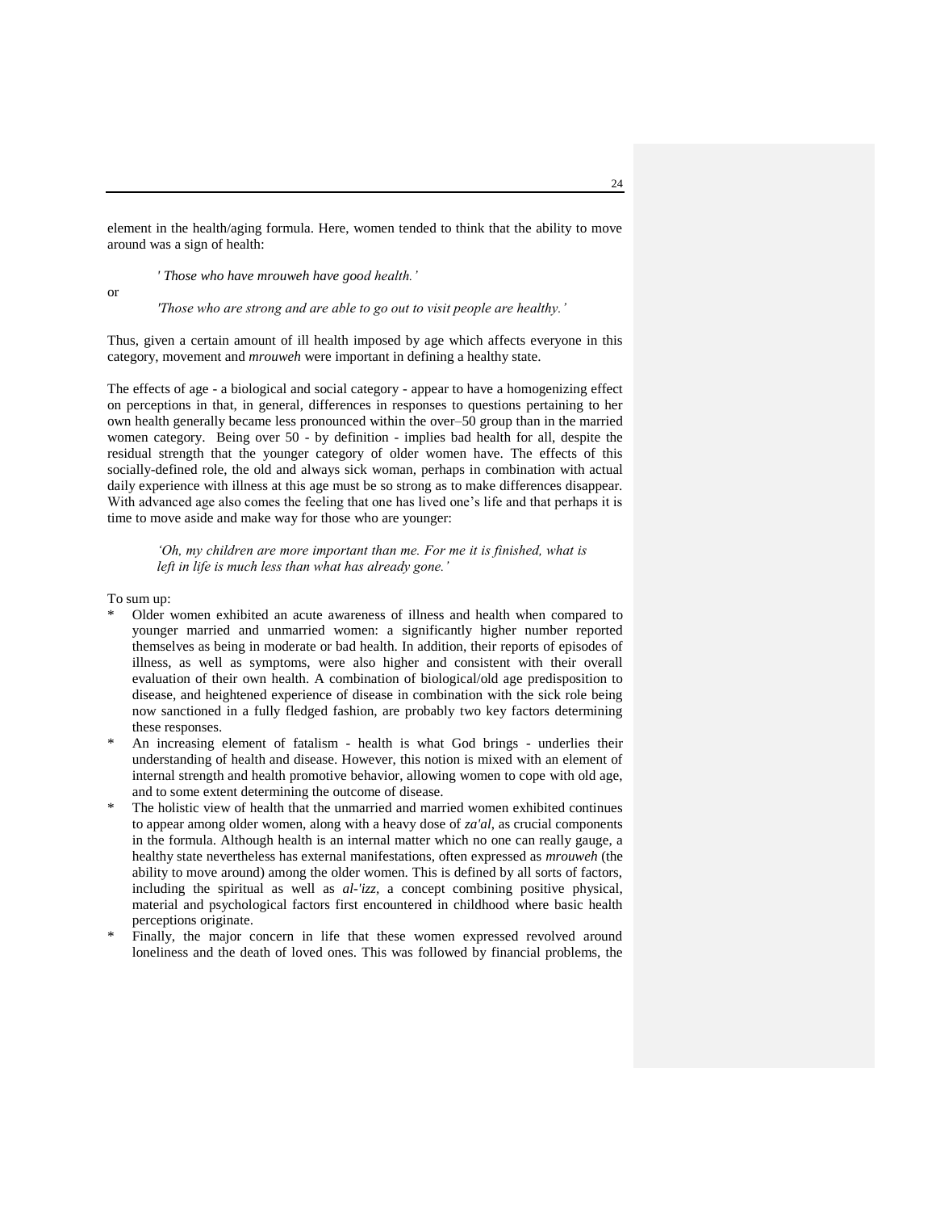element in the health/aging formula. Here, women tended to think that the ability to move around was a sign of health:

> *' Those who have mrouweh have good health.'*

or

> *'Those who are strong and are able to go out to visit people are healthy.'*

Thus, given a certain amount of ill health imposed by age which affects everyone in this category, movement and *mrouweh* were important in defining a healthy state.

The effects of age - a biological and social category - appear to have a homogenizing effect on perceptions in that, in general, differences in responses to questions pertaining to her own health generally became less pronounced within the over–50 group than in the married women category. Being over 50 - by definition - implies bad health for all, despite the residual strength that the younger category of older women have. The effects of this socially-defined role, the old and always sick woman, perhaps in combination with actual daily experience with illness at this age must be so strong as to make differences disappear. With advanced age also comes the feeling that one has lived one's life and that perhaps it is time to move aside and make way for those who are younger:

> *'Oh, my children are more important than me. For me it is finished, what is left in life is much less than what has already gone.'*

To sum up:

* Older women exhibited an acute awareness of illness and health when compared to younger married and unmarried women: a significantly higher number reported themselves as being in moderate or bad health. In addition, their reports of episodes of illness, as well as symptoms, were also higher and consistent with their overall evaluation of their own health. A combination of biological/old age predisposition to disease, and heightened experience of disease in combination with the sick role being now sanctioned in a fully fledged fashion, are probably two key factors determining these responses.
* An increasing element of fatalism - health is what God brings - underlies their understanding of health and disease. However, this notion is mixed with an element of internal strength and health promotive behavior, allowing women to cope with old age, and to some extent determining the outcome of disease.
* The holistic view of health that the unmarried and married women exhibited continues to appear among older women, along with a heavy dose of *za'al*, as crucial components in the formula. Although health is an internal matter which no one can really gauge, a healthy state nevertheless has external manifestations, often expressed as *mrouweh* (the ability to move around) among the older women. This is defined by all sorts of factors, including the spiritual as well as *al-'izz*, a concept combining positive physical, material and psychological factors first encountered in childhood where basic health perceptions originate.
* Finally, the major concern in life that these women expressed revolved around loneliness and the death of loved ones. This was followed by financial problems, the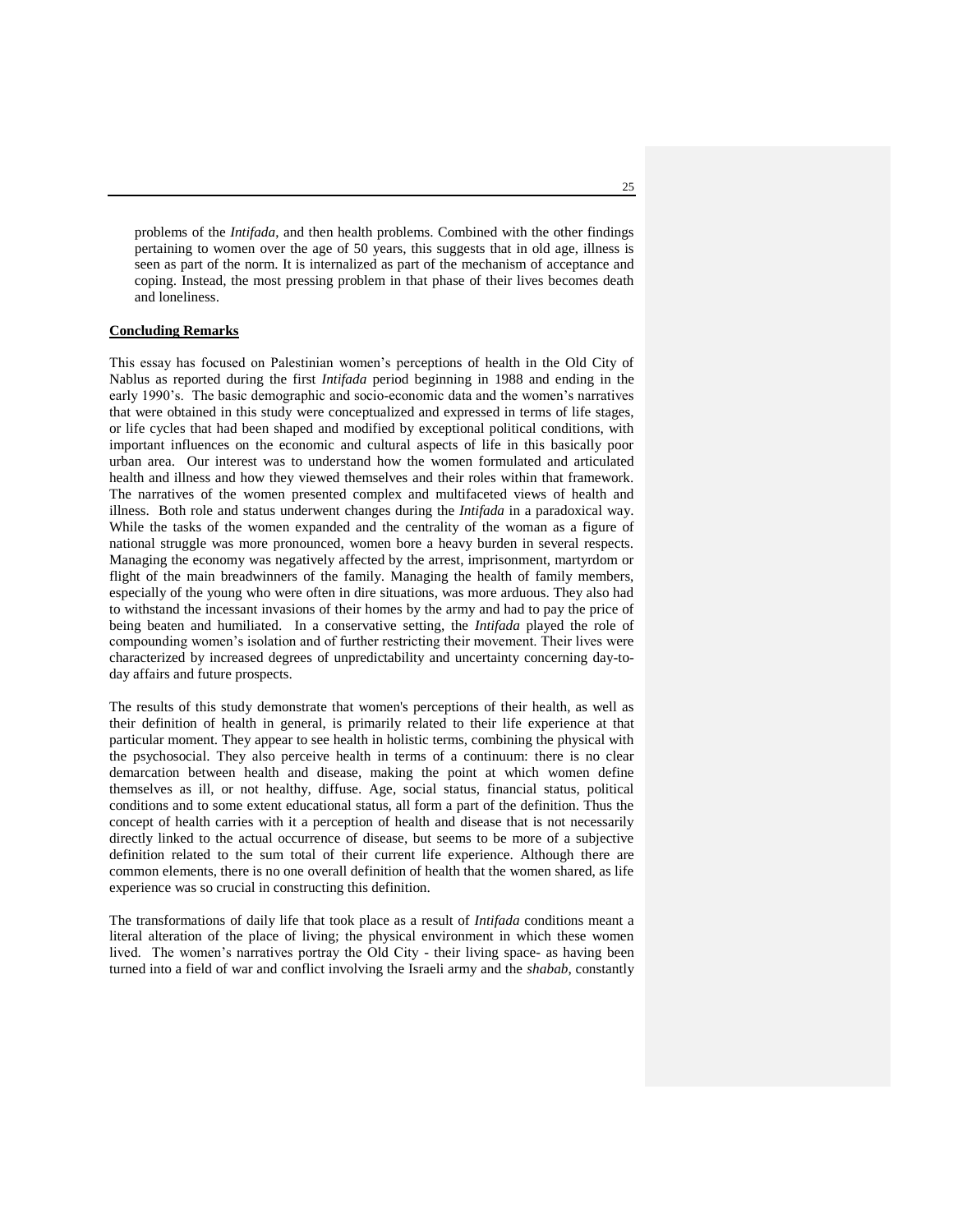problems of the *Intifada*, and then health problems. Combined with the other findings pertaining to women over the age of 50 years, this suggests that in old age, illness is seen as part of the norm. It is internalized as part of the mechanism of acceptance and coping. Instead, the most pressing problem in that phase of their lives becomes death and loneliness.

## Concluding Remarks

This essay has focused on Palestinian women's perceptions of health in the Old City of Nablus as reported during the first *Intifada* period beginning in 1988 and ending in the early 1990's. The basic demographic and socio-economic data and the women's narratives that were obtained in this study were conceptualized and expressed in terms of life stages, or life cycles that had been shaped and modified by exceptional political conditions, with important influences on the economic and cultural aspects of life in this basically poor urban area. Our interest was to understand how the women formulated and articulated health and illness and how they viewed themselves and their roles within that framework. The narratives of the women presented complex and multifaceted views of health and illness. Both role and status underwent changes during the *Intifada* in a paradoxical way. While the tasks of the women expanded and the centrality of the woman as a figure of national struggle was more pronounced, women bore a heavy burden in several respects. Managing the economy was negatively affected by the arrest, imprisonment, martyrdom or flight of the main breadwinners of the family. Managing the health of family members, especially of the young who were often in dire situations, was more arduous. They also had to withstand the incessant invasions of their homes by the army and had to pay the price of being beaten and humiliated. In a conservative setting, the *Intifada* played the role of compounding women's isolation and of further restricting their movement. Their lives were characterized by increased degrees of unpredictability and uncertainty concerning day-to-day affairs and future prospects.

The results of this study demonstrate that women's perceptions of their health, as well as their definition of health in general, is primarily related to their life experience at that particular moment. They appear to see health in holistic terms, combining the physical with the psychosocial. They also perceive health in terms of a continuum: there is no clear demarcation between health and disease, making the point at which women define themselves as ill, or not healthy, diffuse. Age, social status, financial status, political conditions and to some extent educational status, all form a part of the definition. Thus the concept of health carries with it a perception of health and disease that is not necessarily directly linked to the actual occurrence of disease, but seems to be more of a subjective definition related to the sum total of their current life experience. Although there are common elements, there is no one overall definition of health that the women shared, as life experience was so crucial in constructing this definition.

The transformations of daily life that took place as a result of *Intifada* conditions meant a literal alteration of the place of living; the physical environment in which these women lived. The women's narratives portray the Old City - their living space- as having been turned into a field of war and conflict involving the Israeli army and the *shabab*, constantly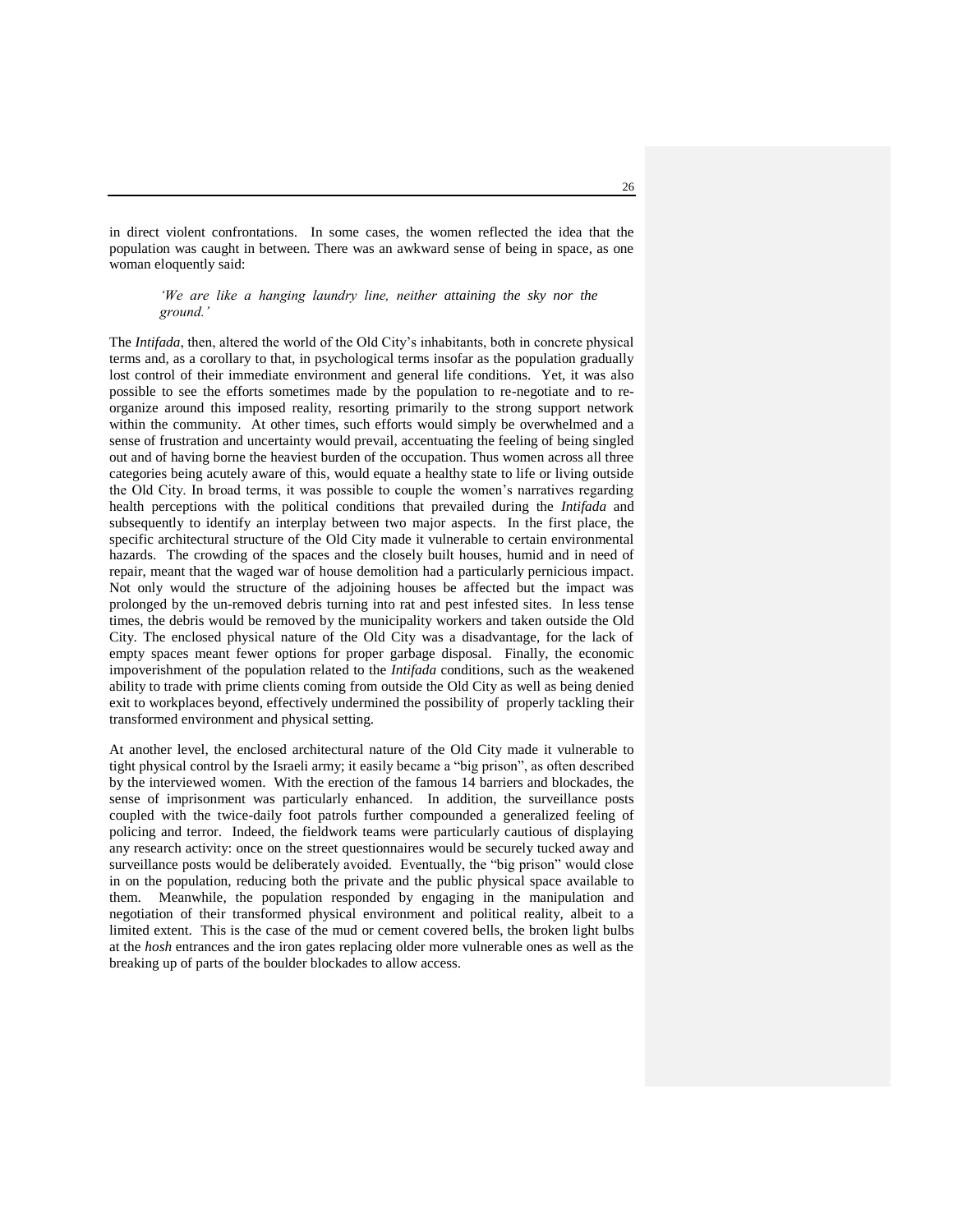in direct violent confrontations. In some cases, the women reflected the idea that the population was caught in between. There was an awkward sense of being in space, as one woman eloquently said:

> *'We are like a hanging laundry line, neither attaining the sky nor the ground.'*

The *Intifada*, then, altered the world of the Old City's inhabitants, both in concrete physical terms and, as a corollary to that, in psychological terms insofar as the population gradually lost control of their immediate environment and general life conditions. Yet, it was also possible to see the efforts sometimes made by the population to re-negotiate and to re-organize around this imposed reality, resorting primarily to the strong support network within the community. At other times, such efforts would simply be overwhelmed and a sense of frustration and uncertainty would prevail, accentuating the feeling of being singled out and of having borne the heaviest burden of the occupation. Thus women across all three categories being acutely aware of this, would equate a healthy state to life or living outside the Old City. In broad terms, it was possible to couple the women's narratives regarding health perceptions with the political conditions that prevailed during the *Intifada* and subsequently to identify an interplay between two major aspects. In the first place, the specific architectural structure of the Old City made it vulnerable to certain environmental hazards. The crowding of the spaces and the closely built houses, humid and in need of repair, meant that the waged war of house demolition had a particularly pernicious impact. Not only would the structure of the adjoining houses be affected but the impact was prolonged by the un-removed debris turning into rat and pest infested sites. In less tense times, the debris would be removed by the municipality workers and taken outside the Old City. The enclosed physical nature of the Old City was a disadvantage, for the lack of empty spaces meant fewer options for proper garbage disposal. Finally, the economic impoverishment of the population related to the *Intifada* conditions, such as the weakened ability to trade with prime clients coming from outside the Old City as well as being denied exit to workplaces beyond, effectively undermined the possibility of properly tackling their transformed environment and physical setting.

At another level, the enclosed architectural nature of the Old City made it vulnerable to tight physical control by the Israeli army; it easily became a "big prison", as often described by the interviewed women. With the erection of the famous 14 barriers and blockades, the sense of imprisonment was particularly enhanced. In addition, the surveillance posts coupled with the twice-daily foot patrols further compounded a generalized feeling of policing and terror. Indeed, the fieldwork teams were particularly cautious of displaying any research activity: once on the street questionnaires would be securely tucked away and surveillance posts would be deliberately avoided. Eventually, the "big prison" would close in on the population, reducing both the private and the public physical space available to them. Meanwhile, the population responded by engaging in the manipulation and negotiation of their transformed physical environment and political reality, albeit to a limited extent. This is the case of the mud or cement covered bells, the broken light bulbs at the *hosh* entrances and the iron gates replacing older more vulnerable ones as well as the breaking up of parts of the boulder blockades to allow access.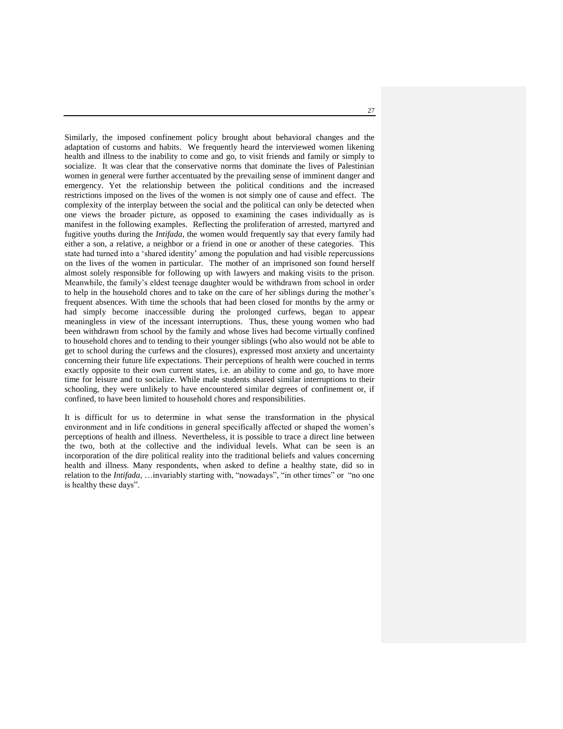Similarly, the imposed confinement policy brought about behavioral changes and the adaptation of customs and habits. We frequently heard the interviewed women likening health and illness to the inability to come and go, to visit friends and family or simply to socialize. It was clear that the conservative norms that dominate the lives of Palestinian women in general were further accentuated by the prevailing sense of imminent danger and emergency. Yet the relationship between the political conditions and the increased restrictions imposed on the lives of the women is not simply one of cause and effect. The complexity of the interplay between the social and the political can only be detected when one views the broader picture, as opposed to examining the cases individually as is manifest in the following examples. Reflecting the proliferation of arrested, martyred and fugitive youths during the *Intifada*, the women would frequently say that every family had either a son, a relative, a neighbor or a friend in one or another of these categories. This state had turned into a 'shared identity' among the population and had visible repercussions on the lives of the women in particular. The mother of an imprisoned son found herself almost solely responsible for following up with lawyers and making visits to the prison. Meanwhile, the family's eldest teenage daughter would be withdrawn from school in order to help in the household chores and to take on the care of her siblings during the mother's frequent absences. With time the schools that had been closed for months by the army or had simply become inaccessible during the prolonged curfews, began to appear meaningless in view of the incessant interruptions. Thus, these young women who had been withdrawn from school by the family and whose lives had become virtually confined to household chores and to tending to their younger siblings (who also would not be able to get to school during the curfews and the closures), expressed most anxiety and uncertainty concerning their future life expectations. Their perceptions of health were couched in terms exactly opposite to their own current states, i.e. an ability to come and go, to have more time for leisure and to socialize. While male students shared similar interruptions to their schooling, they were unlikely to have encountered similar degrees of confinement or, if confined, to have been limited to household chores and responsibilities.

It is difficult for us to determine in what sense the transformation in the physical environment and in life conditions in general specifically affected or shaped the women's perceptions of health and illness. Nevertheless, it is possible to trace a direct line between the two, both at the collective and the individual levels. What can be seen is an incorporation of the dire political reality into the traditional beliefs and values concerning health and illness. Many respondents, when asked to define a healthy state, did so in relation to the *Intifada*, …invariably starting with, "nowadays", "in other times" or "no one is healthy these days".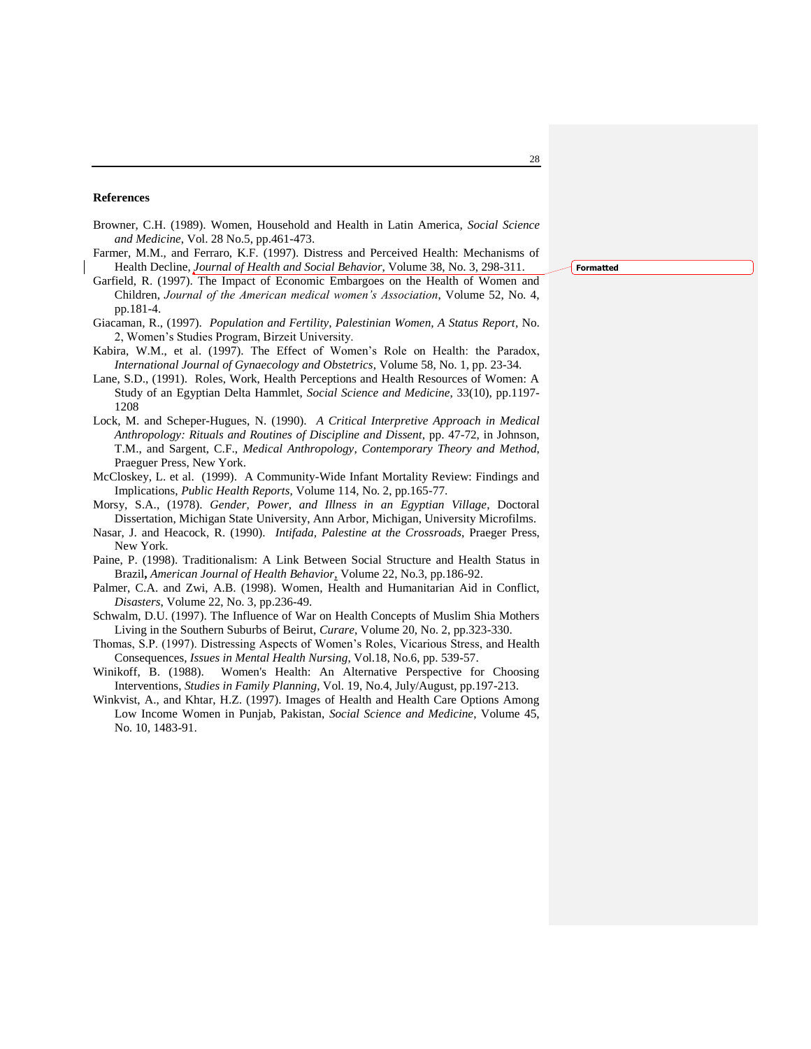## References

Browner, C.H. (1989). Women, Household and Health in Latin America, *Social Science and Medicine*, Vol. 28 No.5, pp.461-473.

Farmer, M.M., and Ferraro, K.F. (1997). Distress and Perceived Health: Mechanisms of Health Decline, *Journal of Health and Social Behavior*, Volume 38, No. 3, 298-311.

Garfield, R. (1997). The Impact of Economic Embargoes on the Health of Women and Children, *Journal of the American medical women's Association*, Volume 52, No. 4, pp.181-4.

Giacaman, R., (1997). *Population and Fertility, Palestinian Women, A Status Report*, No. 2, Women's Studies Program, Birzeit University.

Kabira, W.M., et al. (1997). The Effect of Women's Role on Health: the Paradox, *International Journal of Gynaecology and Obstetrics*, Volume 58, No. 1, pp. 23-34.

Lane, S.D., (1991). Roles, Work, Health Perceptions and Health Resources of Women: A Study of an Egyptian Delta Hammlet, *Social Science and Medicine*, 33(10), pp.1197-1208

Lock, M. and Scheper-Hugues, N. (1990). *A Critical Interpretive Approach in Medical Anthropology: Rituals and Routines of Discipline and Dissent*, pp. 47-72, in Johnson, T.M., and Sargent, C.F., *Medical Anthropology, Contemporary Theory and Method*, Praeguer Press, New York.

McCloskey, L. et al. (1999). A Community-Wide Infant Mortality Review: Findings and Implications, *Public Health Reports*, Volume 114, No. 2, pp.165-77.

Morsy, S.A., (1978). *Gender, Power, and Illness in an Egyptian Village*, Doctoral Dissertation, Michigan State University, Ann Arbor, Michigan, University Microfilms.

Nasar, J. and Heacock, R. (1990). *Intifada, Palestine at the Crossroads*, Praeger Press, New York.

Paine, P. (1998). Traditionalism: A Link Between Social Structure and Health Status in Brazil, *American Journal of Health Behavior*, Volume 22, No.3, pp.186-92.

Palmer, C.A. and Zwi, A.B. (1998). Women, Health and Humanitarian Aid in Conflict, *Disasters*, Volume 22, No. 3, pp.236-49.

Schwalm, D.U. (1997). The Influence of War on Health Concepts of Muslim Shia Mothers Living in the Southern Suburbs of Beirut, *Curare*, Volume 20, No. 2, pp.323-330.

Thomas, S.P. (1997). Distressing Aspects of Women's Roles, Vicarious Stress, and Health Consequences, *Issues in Mental Health Nursing*, Vol.18, No.6, pp. 539-57.

Winikoff, B. (1988). Women's Health: An Alternative Perspective for Choosing Interventions, *Studies in Family Planning*, Vol. 19, No.4, July/August, pp.197-213.

Winkvist, A., and Khtar, H.Z. (1997). Images of Health and Health Care Options Among Low Income Women in Punjab, Pakistan, *Social Science and Medicine*, Volume 45, No. 10, 1483-91.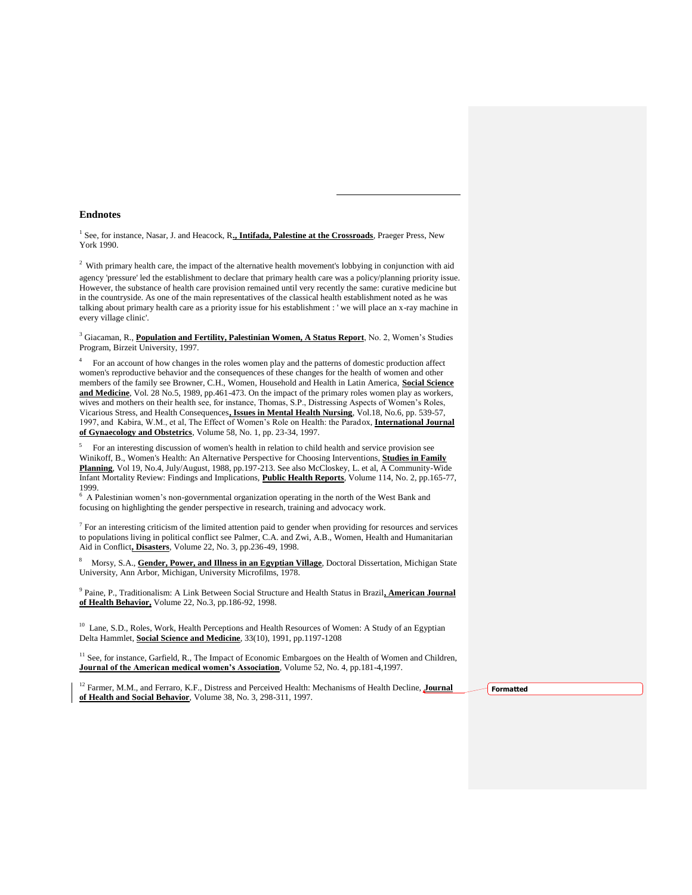## Endnotes

[1] See, for instance, Nasar, J. and Heacock, R**., Intifada, Palestine at the Crossroads**, Praeger Press, New York 1990.

[2] With primary health care, the impact of the alternative health movement's lobbying in conjunction with aid agency 'pressure' led the establishment to declare that primary health care was a policy/planning priority issue. However, the substance of health care provision remained until very recently the same: curative medicine but in the countryside. As one of the main representatives of the classical health establishment noted as he was talking about primary health care as a priority issue for his establishment : ' we will place an x-ray machine in every village clinic'.

[3] Giacaman, R., **Population and Fertility, Palestinian Women, A Status Report**, No. 2, Women's Studies Program, Birzeit University, 1997.

[4] For an account of how changes in the roles women play and the patterns of domestic production affect women's reproductive behavior and the consequences of these changes for the health of women and other members of the family see Browner, C.H., Women, Household and Health in Latin America, **Social Science and Medicine**, Vol. 28 No.5, 1989, pp.461-473. On the impact of the primary roles women play as workers, wives and mothers on their health see, for instance, Thomas, S.P., Distressing Aspects of Women's Roles, Vicarious Stress, and Health Consequences**, Issues in Mental Health Nursing**, Vol.18, No.6, pp. 539-57, 1997, and Kabira, W.M., et al, The Effect of Women's Role on Health: the Paradox, **International Journal of Gynaecology and Obstetrics**, Volume 58, No. 1, pp. 23-34, 1997.

[5] For an interesting discussion of women's health in relation to child health and service provision see Winikoff, B., Women's Health: An Alternative Perspective for Choosing Interventions, **Studies in Family Planning**, Vol 19, No.4, July/August, 1988, pp.197-213. See also McCloskey, L. et al, A Community-Wide Infant Mortality Review: Findings and Implications, **Public Health Reports**, Volume 114, No. 2, pp.165-77, 1999.

[6] A Palestinian women's non-governmental organization operating in the north of the West Bank and focusing on highlighting the gender perspective in research, training and advocacy work.

[7] For an interesting criticism of the limited attention paid to gender when providing for resources and services to populations living in political conflict see Palmer, C.A. and Zwi, A.B., Women, Health and Humanitarian Aid in Conflict**, Disasters**, Volume 22, No. 3, pp.236-49, 1998.

[8] Morsy, S.A., **Gender, Power, and Illness in an Egyptian Village**, Doctoral Dissertation, Michigan State University, Ann Arbor, Michigan, University Microfilms, 1978.

[9] Paine, P., Traditionalism: A Link Between Social Structure and Health Status in Brazil**, American Journal of Health Behavior,** Volume 22, No.3, pp.186-92, 1998.

[10] Lane, S.D., Roles, Work, Health Perceptions and Health Resources of Women: A Study of an Egyptian Delta Hammlet, **Social Science and Medicine**, 33(10), 1991, pp.1197-1208

[11] See, for instance, Garfield, R., The Impact of Economic Embargoes on the Health of Women and Children, **Journal of the American medical women's Association**, Volume 52, No. 4, pp.181-4,1997.

[12] Farmer, M.M., and Ferraro, K.F., Distress and Perceived Health: Mechanisms of Health Decline, **Journal of Health and Social Behavior**, Volume 38, No. 3, 298-311, 1997.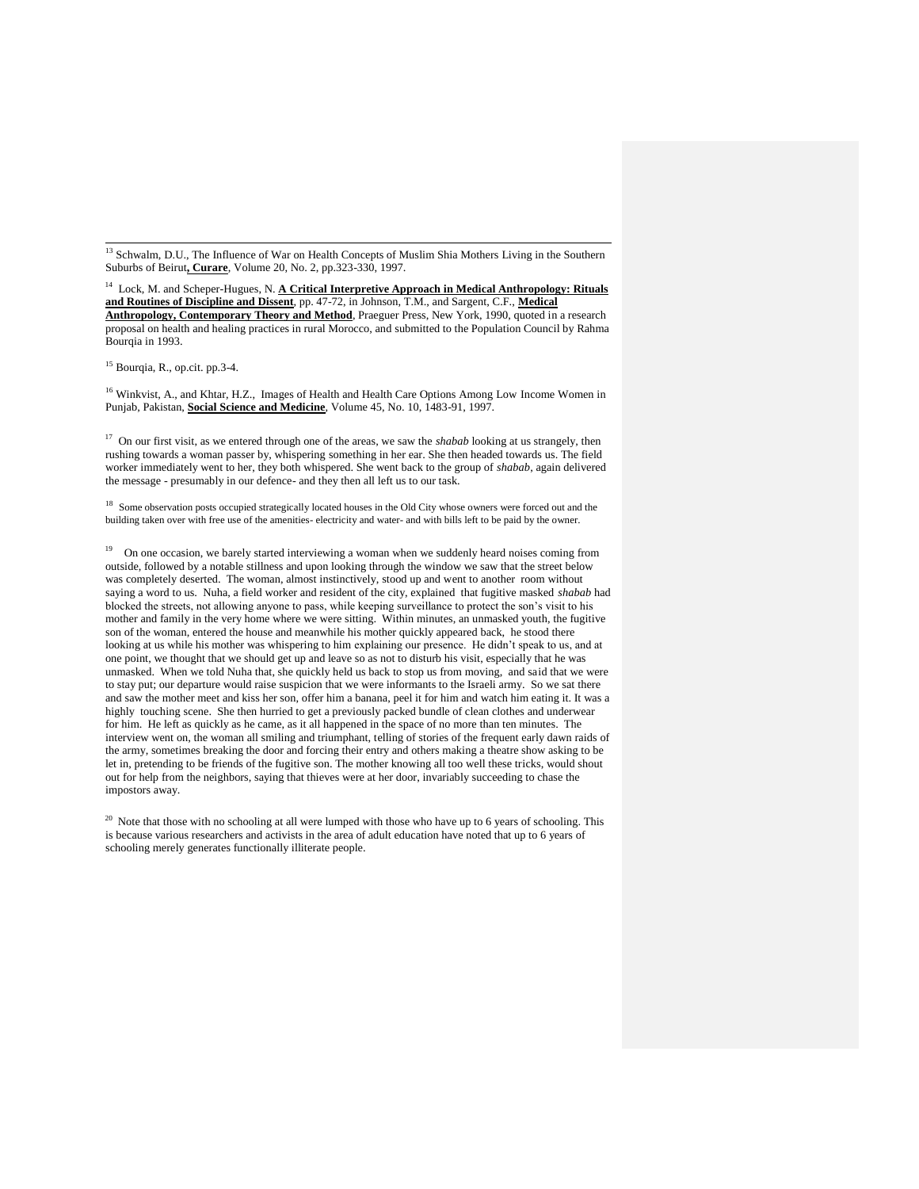[13] Schwalm, D.U., The Influence of War on Health Concepts of Muslim Shia Mothers Living in the Southern Suburbs of Beirut**, Curare**, Volume 20, No. 2, pp.323-330, 1997.

[14] Lock, M. and Scheper-Hugues, N. **A Critical Interpretive Approach in Medical Anthropology: Rituals and Routines of Discipline and Dissent**, pp. 47-72, in Johnson, T.M., and Sargent, C.F., **Medical Anthropology, Contemporary Theory and Method**, Praeguer Press, New York, 1990, quoted in a research proposal on health and healing practices in rural Morocco, and submitted to the Population Council by Rahma Bourqia in 1993.

[15] Bourqia, R., op.cit. pp.3-4.

[16] Winkvist, A., and Khtar, H.Z., Images of Health and Health Care Options Among Low Income Women in Punjab, Pakistan, **Social Science and Medicine**, Volume 45, No. 10, 1483-91, 1997.

[17] On our first visit, as we entered through one of the areas, we saw the *shabab* looking at us strangely, then rushing towards a woman passer by, whispering something in her ear. She then headed towards us. The field worker immediately went to her, they both whispered. She went back to the group of *shabab*, again delivered the message - presumably in our defence- and they then all left us to our task.

[18] Some observation posts occupied strategically located houses in the Old City whose owners were forced out and the building taken over with free use of the amenities- electricity and water- and with bills left to be paid by the owner.

[19] On one occasion, we barely started interviewing a woman when we suddenly heard noises coming from outside, followed by a notable stillness and upon looking through the window we saw that the street below was completely deserted. The woman, almost instinctively, stood up and went to another room without saying a word to us. Nuha, a field worker and resident of the city, explained that fugitive masked *shabab* had blocked the streets, not allowing anyone to pass, while keeping surveillance to protect the son's visit to his mother and family in the very home where we were sitting. Within minutes, an unmasked youth, the fugitive son of the woman, entered the house and meanwhile his mother quickly appeared back, he stood there looking at us while his mother was whispering to him explaining our presence. He didn't speak to us, and at one point, we thought that we should get up and leave so as not to disturb his visit, especially that he was unmasked. When we told Nuha that, she quickly held us back to stop us from moving, and said that we were to stay put; our departure would raise suspicion that we were informants to the Israeli army. So we sat there and saw the mother meet and kiss her son, offer him a banana, peel it for him and watch him eating it. It was a highly touching scene. She then hurried to get a previously packed bundle of clean clothes and underwear for him. He left as quickly as he came, as it all happened in the space of no more than ten minutes. The interview went on, the woman all smiling and triumphant, telling of stories of the frequent early dawn raids of the army, sometimes breaking the door and forcing their entry and others making a theatre show asking to be let in, pretending to be friends of the fugitive son. The mother knowing all too well these tricks, would shout out for help from the neighbors, saying that thieves were at her door, invariably succeeding to chase the impostors away.

[20] Note that those with no schooling at all were lumped with those who have up to 6 years of schooling. This is because various researchers and activists in the area of adult education have noted that up to 6 years of schooling merely generates functionally illiterate people.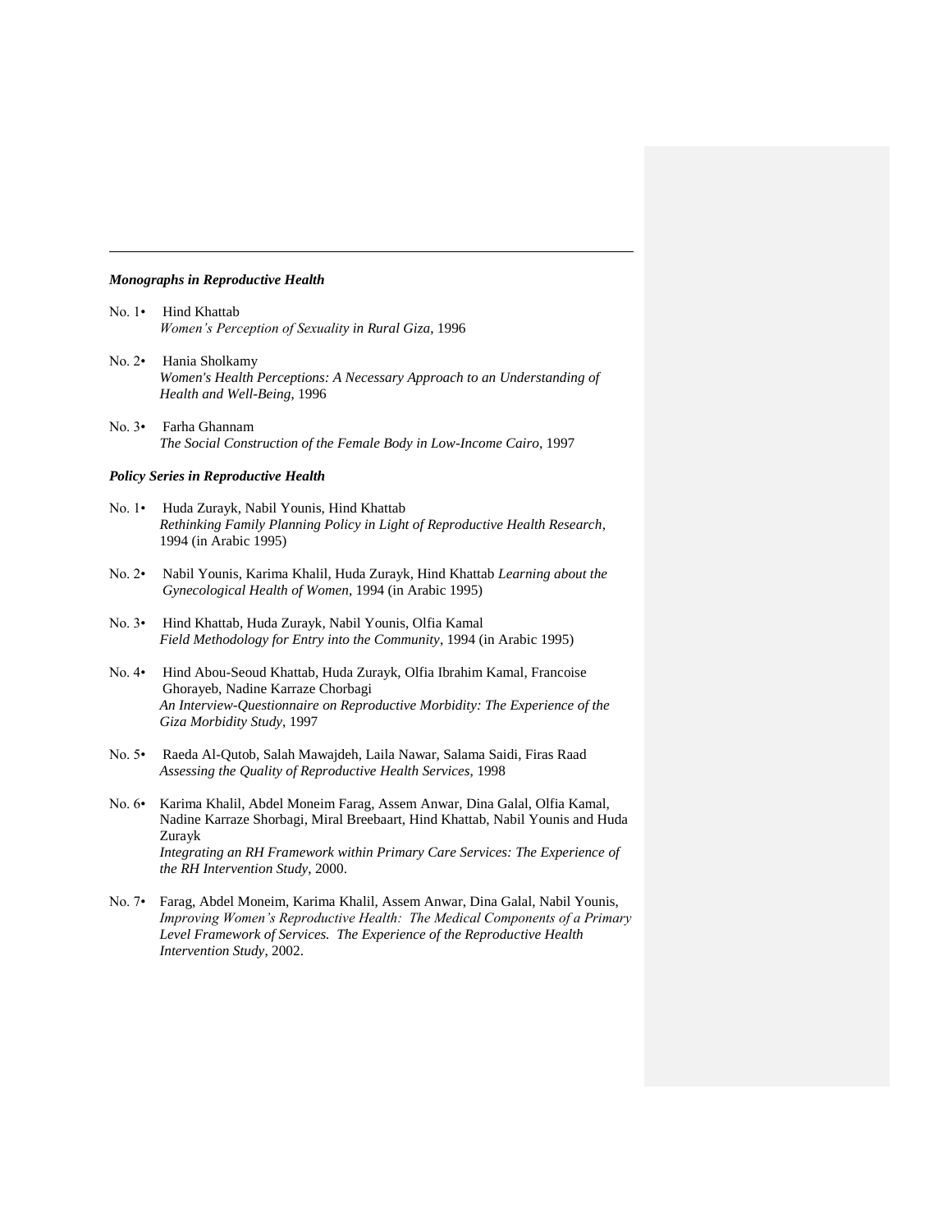### *Monographs in Reproductive Health*

No. 1• Hind Khattab
*Women's Perception of Sexuality in Rural Giza*, 1996

No. 2• Hania Sholkamy
*Women's Health Perceptions: A Necessary Approach to an Understanding of Health and Well-Being*, 1996

No. 3• Farha Ghannam
*The Social Construction of the Female Body in Low-Income Cairo*, 1997

### *Policy Series in Reproductive Health*

No. 1• Huda Zurayk, Nabil Younis, Hind Khattab
*Rethinking Family Planning Policy in Light of Reproductive Health Research*, 1994 (in Arabic 1995)

No. 2• Nabil Younis, Karima Khalil, Huda Zurayk, Hind Khattab *Learning about the Gynecological Health of Women*, 1994 (in Arabic 1995)

No. 3• Hind Khattab, Huda Zurayk, Nabil Younis, Olfia Kamal
*Field Methodology for Entry into the Community*, 1994 (in Arabic 1995)

No. 4• Hind Abou-Seoud Khattab, Huda Zurayk, Olfia Ibrahim Kamal, Francoise Ghorayeb, Nadine Karraze Chorbagi
*An Interview-Questionnaire on Reproductive Morbidity: The Experience of the Giza Morbidity Study*, 1997

No. 5• Raeda Al-Qutob, Salah Mawajdeh, Laila Nawar, Salama Saidi, Firas Raad
*Assessing the Quality of Reproductive Health Services*, 1998

No. 6• Karima Khalil, Abdel Moneim Farag, Assem Anwar, Dina Galal, Olfia Kamal, Nadine Karraze Shorbagi, Miral Breebaart, Hind Khattab, Nabil Younis and Huda Zurayk
*Integrating an RH Framework within Primary Care Services: The Experience of the RH Intervention Study*, 2000.

No. 7• Farag, Abdel Moneim, Karima Khalil, Assem Anwar, Dina Galal, Nabil Younis,
*Improving Women's Reproductive Health: The Medical Components of a Primary Level Framework of Services. The Experience of the Reproductive Health Intervention Study*, 2002.